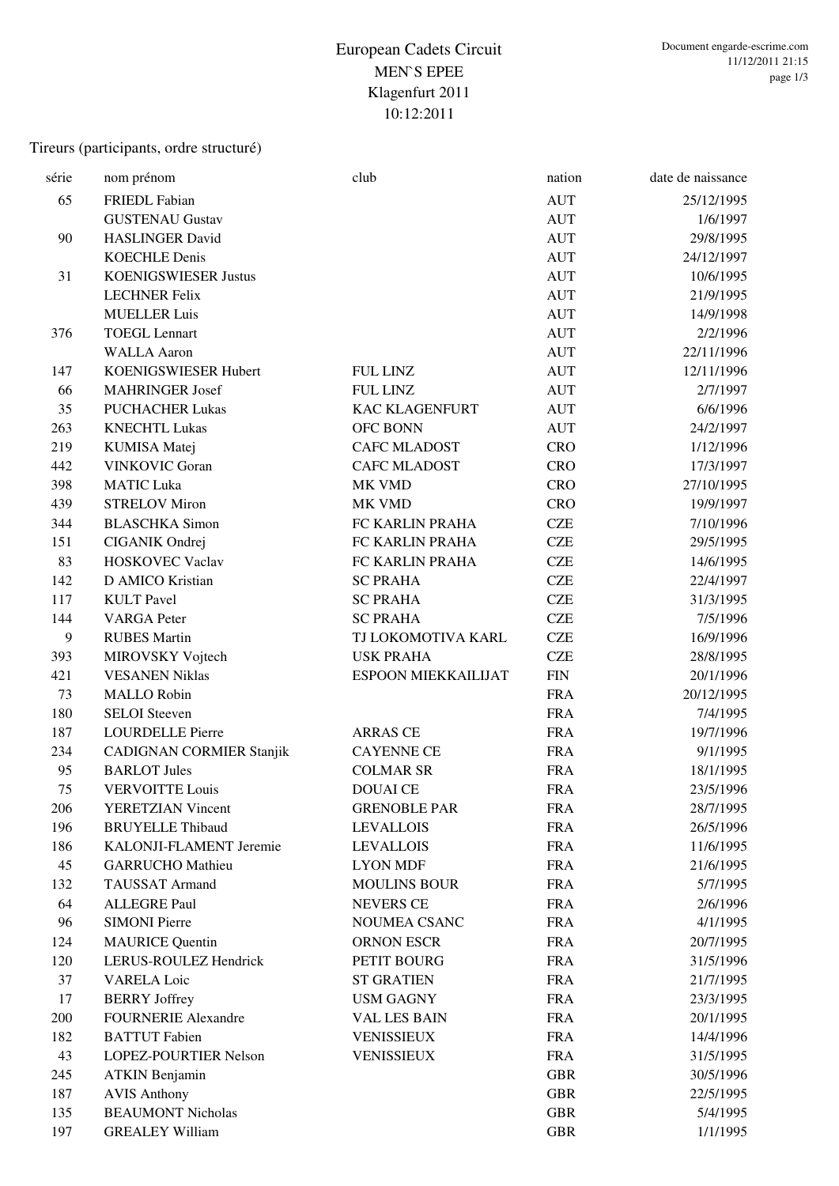# European Cadets Circuit
## MEN`S EPEE
## Klagenfurt 2011
## 10:12:2011

Tireurs (participants, ordre structuré)

| série | nom prénom | club | nation | date de naissance |
|---|---|---|---|---|
| 65 | FRIEDL Fabian | | AUT | 25/12/1995 |
| | GUSTENAU Gustav | | AUT | 1/6/1997 |
| 90 | HASLINGER David | | AUT | 29/8/1995 |
| | KOECHLE Denis | | AUT | 24/12/1997 |
| 31 | KOENIGSWIESER Justus | | AUT | 10/6/1995 |
| | LECHNER Felix | | AUT | 21/9/1995 |
| | MUELLER Luis | | AUT | 14/9/1998 |
| 376 | TOEGL Lennart | | AUT | 2/2/1996 |
| | WALLA Aaron | | AUT | 22/11/1996 |
| 147 | KOENIGSWIESER Hubert | FUL LINZ | AUT | 12/11/1996 |
| 66 | MAHRINGER Josef | FUL LINZ | AUT | 2/7/1997 |
| 35 | PUCHACHER Lukas | KAC KLAGENFURT | AUT | 6/6/1996 |
| 263 | KNECHTL Lukas | OFC BONN | AUT | 24/2/1997 |
| 219 | KUMISA Matej | CAFC MLADOST | CRO | 1/12/1996 |
| 442 | VINKOVIC Goran | CAFC MLADOST | CRO | 17/3/1997 |
| 398 | MATIC Luka | MK VMD | CRO | 27/10/1995 |
| 439 | STRELOV Miron | MK VMD | CRO | 19/9/1997 |
| 344 | BLASCHKA Simon | FC KARLIN PRAHA | CZE | 7/10/1996 |
| 151 | CIGANIK Ondrej | FC KARLIN PRAHA | CZE | 29/5/1995 |
| 83 | HOSKOVEC Vaclav | FC KARLIN PRAHA | CZE | 14/6/1995 |
| 142 | D AMICO Kristian | SC PRAHA | CZE | 22/4/1997 |
| 117 | KULT Pavel | SC PRAHA | CZE | 31/3/1995 |
| 144 | VARGA Peter | SC PRAHA | CZE | 7/5/1996 |
| 9 | RUBES Martin | TJ LOKOMOTIVA KARL | CZE | 16/9/1996 |
| 393 | MIROVSKY Vojtech | USK PRAHA | CZE | 28/8/1995 |
| 421 | VESANEN Niklas | ESPOON MIEKKAILIJAT | FIN | 20/1/1996 |
| 73 | MALLO Robin | | FRA | 20/12/1995 |
| 180 | SELOI Steeven | | FRA | 7/4/1995 |
| 187 | LOURDELLE Pierre | ARRAS CE | FRA | 19/7/1996 |
| 234 | CADIGNAN CORMIER Stanjik | CAYENNE CE | FRA | 9/1/1995 |
| 95 | BARLOT Jules | COLMAR SR | FRA | 18/1/1995 |
| 75 | VERVOITTE Louis | DOUAI CE | FRA | 23/5/1996 |
| 206 | YERETZIAN Vincent | GRENOBLE PAR | FRA | 28/7/1995 |
| 196 | BRUYELLE Thibaud | LEVALLOIS | FRA | 26/5/1996 |
| 186 | KALONJI-FLAMENT Jeremie | LEVALLOIS | FRA | 11/6/1995 |
| 45 | GARRUCHO Mathieu | LYON MDF | FRA | 21/6/1995 |
| 132 | TAUSSAT Armand | MOULINS BOUR | FRA | 5/7/1995 |
| 64 | ALLEGRE Paul | NEVERS CE | FRA | 2/6/1996 |
| 96 | SIMONI Pierre | NOUMEA CSANC | FRA | 4/1/1995 |
| 124 | MAURICE Quentin | ORNON ESCR | FRA | 20/7/1995 |
| 120 | LERUS-ROULEZ Hendrick | PETIT BOURG | FRA | 31/5/1996 |
| 37 | VARELA Loic | ST GRATIEN | FRA | 21/7/1995 |
| 17 | BERRY Joffrey | USM GAGNY | FRA | 23/3/1995 |
| 200 | FOURNERIE Alexandre | VAL LES BAIN | FRA | 20/1/1995 |
| 182 | BATTUT Fabien | VENISSIEUX | FRA | 14/4/1996 |
| 43 | LOPEZ-POURTIER Nelson | VENISSIEUX | FRA | 31/5/1995 |
| 245 | ATKIN Benjamin | | GBR | 30/5/1996 |
| 187 | AVIS Anthony | | GBR | 22/5/1995 |
| 135 | BEAUMONT Nicholas | | GBR | 5/4/1995 |
| 197 | GREALEY William | | GBR | 1/1/1995 |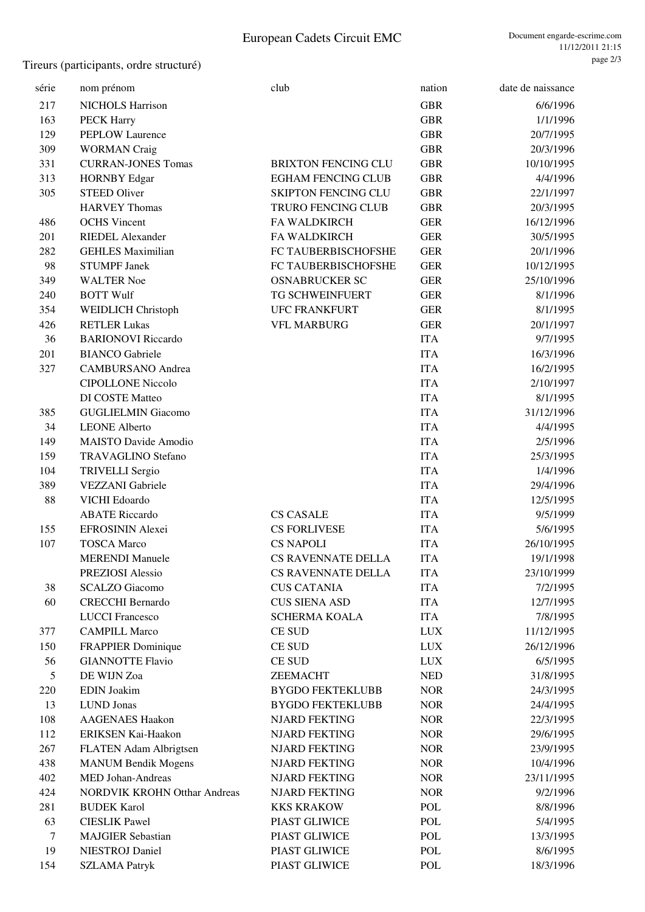# European Cadets Circuit EMC

Tireurs (participants, ordre structuré)

| série | nom prénom | club | nation | date de naissance |
|---|---|---|---|---|
| 217 | NICHOLS Harrison | | GBR | 6/6/1996 |
| 163 | PECK Harry | | GBR | 1/1/1996 |
| 129 | PEPLOW Laurence | | GBR | 20/7/1995 |
| 309 | WORMAN Craig | | GBR | 20/3/1996 |
| 331 | CURRAN-JONES Tomas | BRIXTON FENCING CLU | GBR | 10/10/1995 |
| 313 | HORNBY Edgar | EGHAM FENCING CLUB | GBR | 4/4/1996 |
| 305 | STEED Oliver | SKIPTON FENCING CLU | GBR | 22/1/1997 |
| | HARVEY Thomas | TRURO FENCING CLUB | GBR | 20/3/1995 |
| 486 | OCHS Vincent | FA WALDKIRCH | GER | 16/12/1996 |
| 201 | RIEDEL Alexander | FA WALDKIRCH | GER | 30/5/1995 |
| 282 | GEHLES Maximilian | FC TAUBERBISCHOFSHE | GER | 20/1/1996 |
| 98 | STUMPF Janek | FC TAUBERBISCHOFSHE | GER | 10/12/1995 |
| 349 | WALTER Noe | OSNABRUCKER SC | GER | 25/10/1996 |
| 240 | BOTT Wulf | TG SCHWEINFUERT | GER | 8/1/1996 |
| 354 | WEIDLICH Christoph | UFC FRANKFURT | GER | 8/1/1995 |
| 426 | RETLER Lukas | VFL MARBURG | GER | 20/1/1997 |
| 36 | BARIONOVI Riccardo | | ITA | 9/7/1995 |
| 201 | BIANCO Gabriele | | ITA | 16/3/1996 |
| 327 | CAMBURSANO Andrea | | ITA | 16/2/1995 |
| | CIPOLLONE Niccolo | | ITA | 2/10/1997 |
| | DI COSTE Matteo | | ITA | 8/1/1995 |
| 385 | GUGLIELMIN Giacomo | | ITA | 31/12/1996 |
| 34 | LEONE Alberto | | ITA | 4/4/1995 |
| 149 | MAISTO Davide Amodio | | ITA | 2/5/1996 |
| 159 | TRAVAGLINO Stefano | | ITA | 25/3/1995 |
| 104 | TRIVELLI Sergio | | ITA | 1/4/1996 |
| 389 | VEZZANI Gabriele | | ITA | 29/4/1996 |
| 88 | VICHI Edoardo | | ITA | 12/5/1995 |
| | ABATE Riccardo | CS CASALE | ITA | 9/5/1999 |
| 155 | EFROSININ Alexei | CS FORLIVESE | ITA | 5/6/1995 |
| 107 | TOSCA Marco | CS NAPOLI | ITA | 26/10/1995 |
| | MERENDI Manuele | CS RAVENNATE DELLA | ITA | 19/1/1998 |
| | PREZIOSI Alessio | CS RAVENNATE DELLA | ITA | 23/10/1999 |
| 38 | SCALZO Giacomo | CUS CATANIA | ITA | 7/2/1995 |
| 60 | CRECCHI Bernardo | CUS SIENA ASD | ITA | 12/7/1995 |
| | LUCCI Francesco | SCHERMA KOALA | ITA | 7/8/1995 |
| 377 | CAMPILL Marco | CE SUD | LUX | 11/12/1995 |
| 150 | FRAPPIER Dominique | CE SUD | LUX | 26/12/1996 |
| 56 | GIANNOTTE Flavio | CE SUD | LUX | 6/5/1995 |
| 5 | DE WIJN Zoa | ZEEMACHT | NED | 31/8/1995 |
| 220 | EDIN Joakim | BYGDO FEKTEKLUBB | NOR | 24/3/1995 |
| 13 | LUND Jonas | BYGDO FEKTEKLUBB | NOR | 24/4/1995 |
| 108 | AAGENAES Haakon | NJARD FEKTING | NOR | 22/3/1995 |
| 112 | ERIKSEN Kai-Haakon | NJARD FEKTING | NOR | 29/6/1995 |
| 267 | FLATEN Adam Albrigtsen | NJARD FEKTING | NOR | 23/9/1995 |
| 438 | MANUM Bendik Mogens | NJARD FEKTING | NOR | 10/4/1996 |
| 402 | MED Johan-Andreas | NJARD FEKTING | NOR | 23/11/1995 |
| 424 | NORDVIK KROHN Otthar Andreas | NJARD FEKTING | NOR | 9/2/1996 |
| 281 | BUDEK Karol | KKS KRAKOW | POL | 8/8/1996 |
| 63 | CIESLIK Pawel | PIAST GLIWICE | POL | 5/4/1995 |
| 7 | MAJGIER Sebastian | PIAST GLIWICE | POL | 13/3/1995 |
| 19 | NIESTROJ Daniel | PIAST GLIWICE | POL | 8/6/1995 |
| 154 | SZLAMA Patryk | PIAST GLIWICE | POL | 18/3/1996 |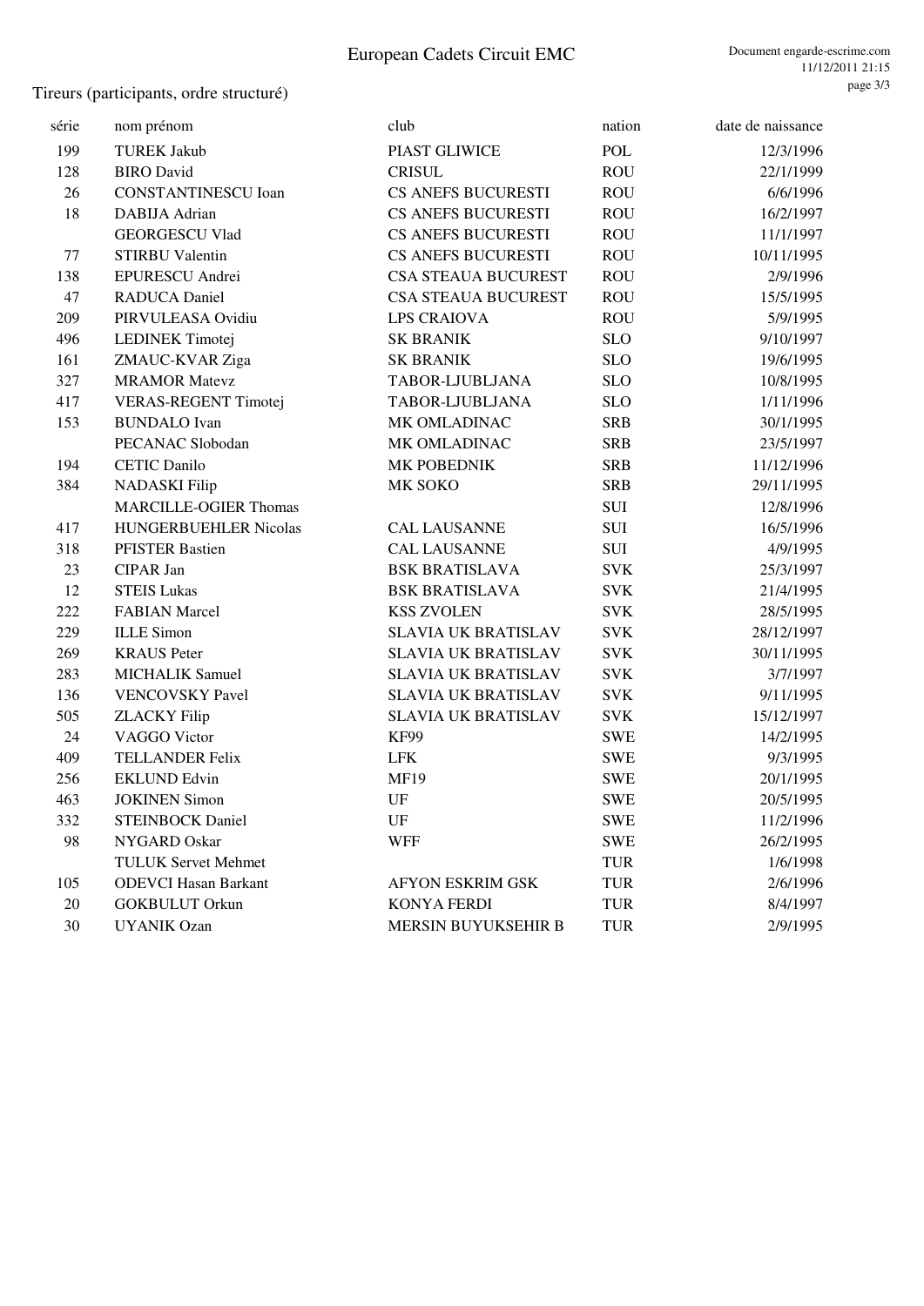# European Cadets Circuit EMC

Tireurs (participants, ordre structuré)

| série | nom prénom | club | nation | date de naissance |
|---|---|---|---|---|
| 199 | TUREK Jakub | PIAST GLIWICE | POL | 12/3/1996 |
| 128 | BIRO David | CRISUL | ROU | 22/1/1999 |
| 26 | CONSTANTINESCU Ioan | CS ANEFS BUCURESTI | ROU | 6/6/1996 |
| 18 | DABIJA Adrian | CS ANEFS BUCURESTI | ROU | 16/2/1997 |
| | GEORGESCU Vlad | CS ANEFS BUCURESTI | ROU | 11/1/1997 |
| 77 | STIRBU Valentin | CS ANEFS BUCURESTI | ROU | 10/11/1995 |
| 138 | EPURESCU Andrei | CSA STEAUA BUCUREST | ROU | 2/9/1996 |
| 47 | RADUCA Daniel | CSA STEAUA BUCUREST | ROU | 15/5/1995 |
| 209 | PIRVULEASA Ovidiu | LPS CRAIOVA | ROU | 5/9/1995 |
| 496 | LEDINEK Timotej | SK BRANIK | SLO | 9/10/1997 |
| 161 | ZMAUC-KVAR Ziga | SK BRANIK | SLO | 19/6/1995 |
| 327 | MRAMOR Matevz | TABOR-LJUBLJANA | SLO | 10/8/1995 |
| 417 | VERAS-REGENT Timotej | TABOR-LJUBLJANA | SLO | 1/11/1996 |
| 153 | BUNDALO Ivan | MK OMLADINAC | SRB | 30/1/1995 |
| | PECANAC Slobodan | MK OMLADINAC | SRB | 23/5/1997 |
| 194 | CETIC Danilo | MK POBEDNIK | SRB | 11/12/1996 |
| 384 | NADASKI Filip | MK SOKO | SRB | 29/11/1995 |
| | MARCILLE-OGIER Thomas | | SUI | 12/8/1996 |
| 417 | HUNGERBUEHLER Nicolas | CAL LAUSANNE | SUI | 16/5/1996 |
| 318 | PFISTER Bastien | CAL LAUSANNE | SUI | 4/9/1995 |
| 23 | CIPAR Jan | BSK BRATISLAVA | SVK | 25/3/1997 |
| 12 | STEIS Lukas | BSK BRATISLAVA | SVK | 21/4/1995 |
| 222 | FABIAN Marcel | KSS ZVOLEN | SVK | 28/5/1995 |
| 229 | ILLE Simon | SLAVIA UK BRATISLAV | SVK | 28/12/1997 |
| 269 | KRAUS Peter | SLAVIA UK BRATISLAV | SVK | 30/11/1995 |
| 283 | MICHALIK Samuel | SLAVIA UK BRATISLAV | SVK | 3/7/1997 |
| 136 | VENCOVSKY Pavel | SLAVIA UK BRATISLAV | SVK | 9/11/1995 |
| 505 | ZLACKY Filip | SLAVIA UK BRATISLAV | SVK | 15/12/1997 |
| 24 | VAGGO Victor | KF99 | SWE | 14/2/1995 |
| 409 | TELLANDER Felix | LFK | SWE | 9/3/1995 |
| 256 | EKLUND Edvin | MF19 | SWE | 20/1/1995 |
| 463 | JOKINEN Simon | UF | SWE | 20/5/1995 |
| 332 | STEINBOCK Daniel | UF | SWE | 11/2/1996 |
| 98 | NYGARD Oskar | WFF | SWE | 26/2/1995 |
| | TULUK Servet Mehmet | | TUR | 1/6/1998 |
| 105 | ODEVCI Hasan Barkant | AFYON ESKRIM GSK | TUR | 2/6/1996 |
| 20 | GOKBULUT Orkun | KONYA FERDI | TUR | 8/4/1997 |
| 30 | UYANIK Ozan | MERSIN BUYUKSEHIR B | TUR | 2/9/1995 |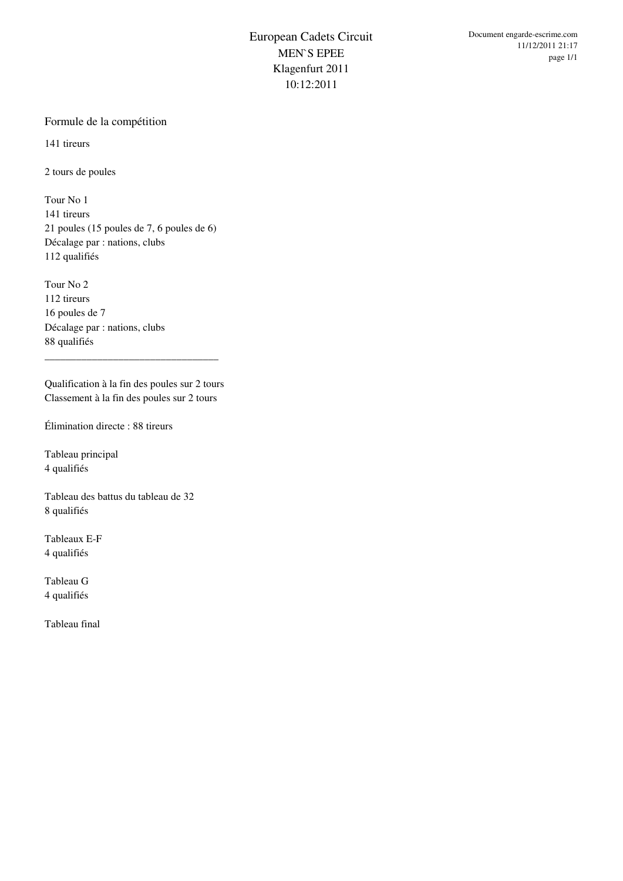# European Cadets Circuit
## MEN`S EPEE
## Klagenfurt 2011
## 10:12:2011

Formule de la compétition

141 tireurs

2 tours de poules

Tour No 1
141 tireurs
21 poules (15 poules de 7, 6 poules de 6)
Décalage par : nations, clubs
112 qualifiés

Tour No 2
112 tireurs
16 poules de 7
Décalage par : nations, clubs
88 qualifiés

---

Qualification à la fin des poules sur 2 tours
Classement à la fin des poules sur 2 tours

Élimination directe : 88 tireurs

Tableau principal
4 qualifiés

Tableau des battus du tableau de 32
8 qualifiés

Tableaux E-F
4 qualifiés

Tableau G
4 qualifiés

Tableau final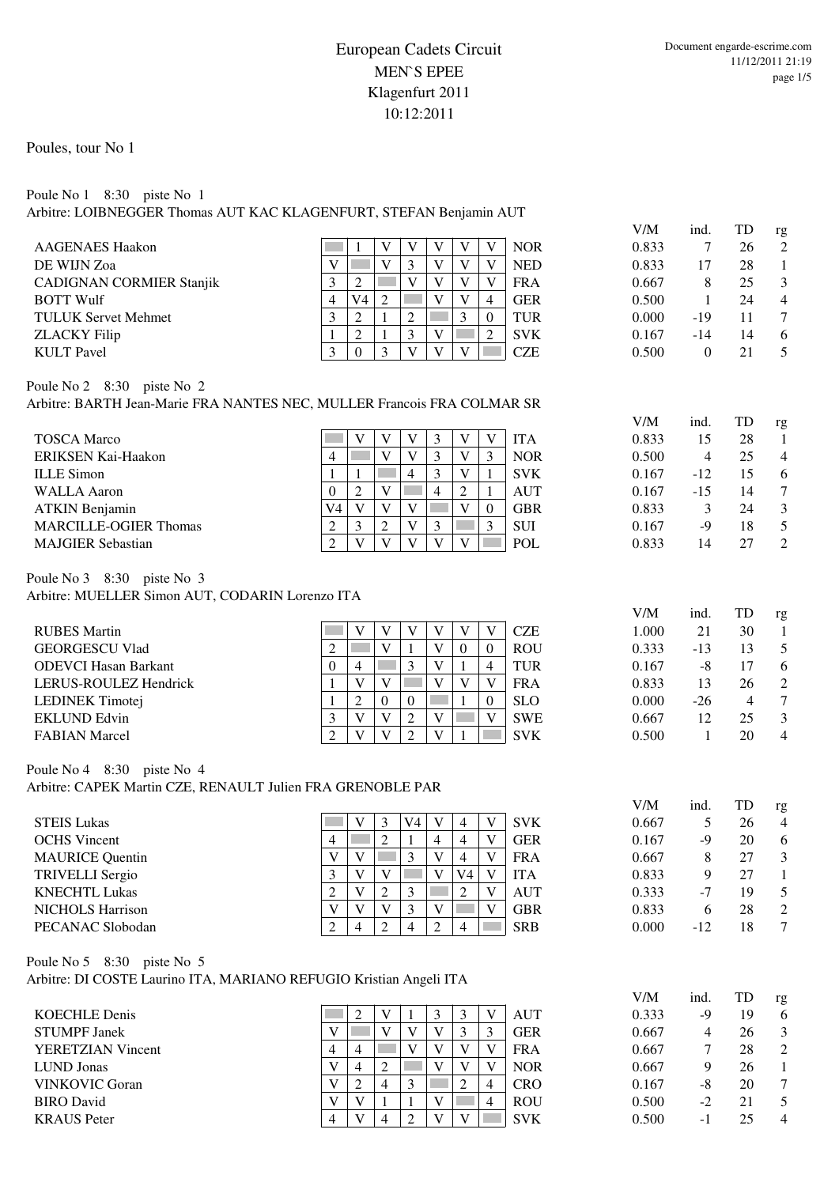# European Cadets Circuit
## MEN`S EPEE
## Klagenfurt 2011
## 10:12:2011

Poules, tour No 1

Poule No 1 8:30 piste No 1
Arbitre: LOIBNEGGER Thomas AUT KAC KLAGENFURT, STEFAN Benjamin AUT

| | | | | | | | | | V/M | ind. | TD | rg |
|---|---|---|---|---|---|---|---|---|---|---|---|---|
| AAGENAES Haakon | | 1 | V | V | V | V | V | NOR | 0.833 | 7 | 26 | 2 |
| DE WIJN Zoa | V | | V | 3 | V | V | V | NED | 0.833 | 17 | 28 | 1 |
| CADIGNAN CORMIER Stanjik | 3 | 2 | | V | V | V | V | FRA | 0.667 | 8 | 25 | 3 |
| BOTT Wulf | 4 | V4 | 2 | | V | V | 4 | GER | 0.500 | 1 | 24 | 4 |
| TULUK Servet Mehmet | 3 | 2 | 1 | 2 | | 3 | 0 | TUR | 0.000 | -19 | 11 | 7 |
| ZLACKY Filip | 1 | 2 | 1 | 3 | V | | 2 | SVK | 0.167 | -14 | 14 | 6 |
| KULT Pavel | 3 | 0 | 3 | V | V | V | | CZE | 0.500 | 0 | 21 | 5 |

Poule No 2 8:30 piste No 2
Arbitre: BARTH Jean-Marie FRA NANTES NEC, MULLER Francois FRA COLMAR SR

| | | | | | | | | | V/M | ind. | TD | rg |
|---|---|---|---|---|---|---|---|---|---|---|---|---|
| TOSCA Marco | | V | V | V | 3 | V | V | ITA | 0.833 | 15 | 28 | 1 |
| ERIKSEN Kai-Haakon | 4 | | V | V | 3 | V | 3 | NOR | 0.500 | 4 | 25 | 4 |
| ILLE Simon | 1 | 1 | | 4 | 3 | V | 1 | SVK | 0.167 | -12 | 15 | 6 |
| WALLA Aaron | 0 | 2 | V | | 4 | 2 | 1 | AUT | 0.167 | -15 | 14 | 7 |
| ATKIN Benjamin | V4 | V | V | V | | V | 0 | GBR | 0.833 | 3 | 24 | 3 |
| MARCILLE-OGIER Thomas | 2 | 3 | 2 | V | 3 | | 3 | SUI | 0.167 | -9 | 18 | 5 |
| MAJGIER Sebastian | 2 | V | V | V | V | V | | POL | 0.833 | 14 | 27 | 2 |

Poule No 3 8:30 piste No 3
Arbitre: MUELLER Simon AUT, CODARIN Lorenzo ITA

| | | | | | | | | | V/M | ind. | TD | rg |
|---|---|---|---|---|---|---|---|---|---|---|---|---|
| RUBES Martin | | V | V | V | V | V | V | CZE | 1.000 | 21 | 30 | 1 |
| GEORGESCU Vlad | 2 | | V | 1 | V | 0 | 0 | ROU | 0.333 | -13 | 13 | 5 |
| ODEVCI Hasan Barkant | 0 | 4 | | 3 | V | 1 | 4 | TUR | 0.167 | -8 | 17 | 6 |
| LERUS-ROULEZ Hendrick | 1 | V | V | | V | V | V | FRA | 0.833 | 13 | 26 | 2 |
| LEDINEK Timotej | 1 | 2 | 0 | 0 | | 1 | 0 | SLO | 0.000 | -26 | 4 | 7 |
| EKLUND Edvin | 3 | V | V | 2 | V | | V | SWE | 0.667 | 12 | 25 | 3 |
| FABIAN Marcel | 2 | V | V | 2 | V | 1 | | SVK | 0.500 | 1 | 20 | 4 |

Poule No 4 8:30 piste No 4
Arbitre: CAPEK Martin CZE, RENAULT Julien FRA GRENOBLE PAR

| | | | | | | | | | V/M | ind. | TD | rg |
|---|---|---|---|---|---|---|---|---|---|---|---|---|
| STEIS Lukas | | V | 3 | V4 | V | 4 | V | SVK | 0.667 | 5 | 26 | 4 |
| OCHS Vincent | 4 | | 2 | 1 | 4 | 4 | V | GER | 0.167 | -9 | 20 | 6 |
| MAURICE Quentin | V | V | | 3 | V | 4 | V | FRA | 0.667 | 8 | 27 | 3 |
| TRIVELLI Sergio | 3 | V | V | | V | V4 | V | ITA | 0.833 | 9 | 27 | 1 |
| KNECHTL Lukas | 2 | V | 2 | 3 | | 2 | V | AUT | 0.333 | -7 | 19 | 5 |
| NICHOLS Harrison | V | V | V | 3 | V | | V | GBR | 0.833 | 6 | 28 | 2 |
| PECANAC Slobodan | 2 | 4 | 2 | 4 | 2 | 4 | | SRB | 0.000 | -12 | 18 | 7 |

Poule No 5 8:30 piste No 5
Arbitre: DI COSTE Laurino ITA, MARIANO REFUGIO Kristian Angeli ITA

| | | | | | | | | | V/M | ind. | TD | rg |
|---|---|---|---|---|---|---|---|---|---|---|---|---|
| KOECHLE Denis | | 2 | V | 1 | 3 | 3 | V | AUT | 0.333 | -9 | 19 | 6 |
| STUMPF Janek | V | | V | V | V | 3 | 3 | GER | 0.667 | 4 | 26 | 3 |
| YERETZIAN Vincent | 4 | 4 | | V | V | V | V | FRA | 0.667 | 7 | 28 | 2 |
| LUND Jonas | V | 4 | 2 | | V | V | V | NOR | 0.667 | 9 | 26 | 1 |
| VINKOVIC Goran | V | 2 | 4 | 3 | | 2 | 4 | CRO | 0.167 | -8 | 20 | 7 |
| BIRO David | V | V | 1 | 1 | V | | 4 | ROU | 0.500 | -2 | 21 | 5 |
| KRAUS Peter | 4 | V | 4 | 2 | V | V | | SVK | 0.500 | -1 | 25 | 4 |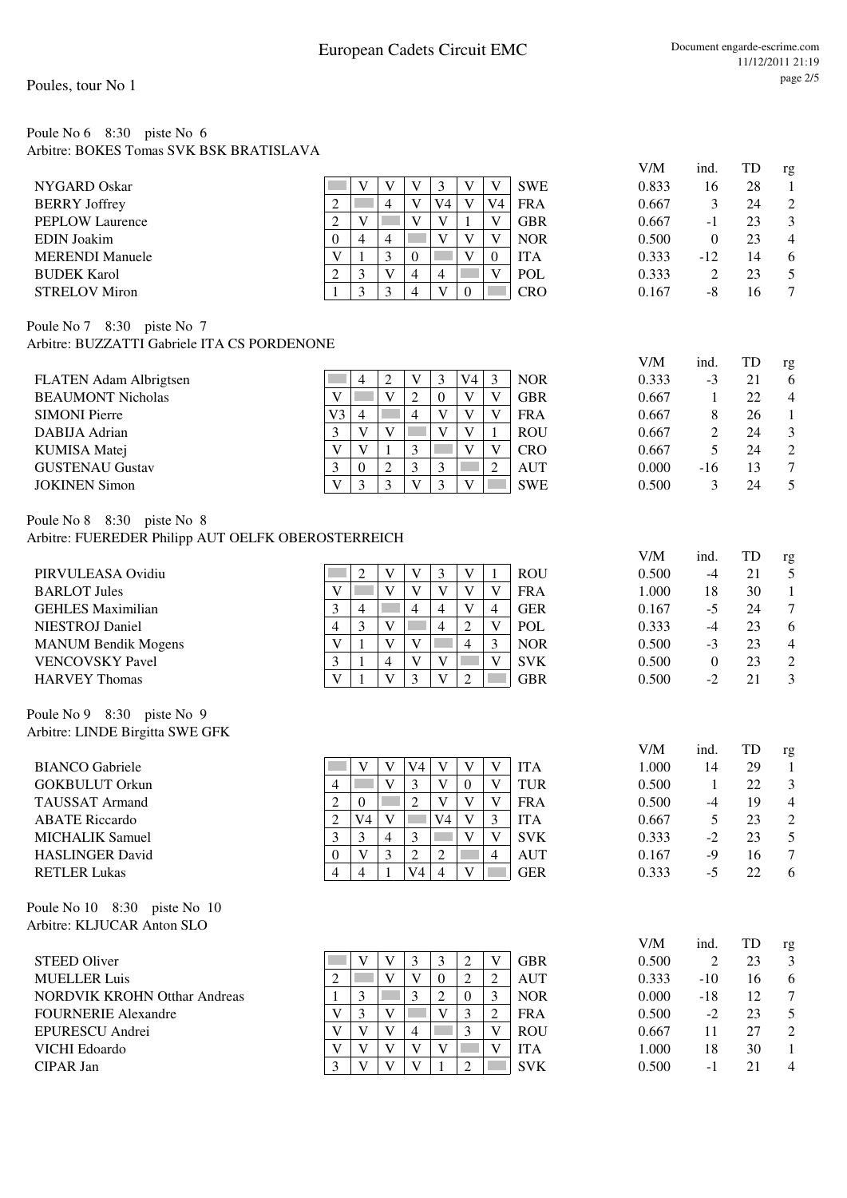# European Cadets Circuit EMC

Poules, tour No 1

Poule No 6   8:30   piste No 6
Arbitre: BOKES Tomas SVK BSK BRATISLAVA

| | | | | | | | | | V/M | ind. | TD | rg |
|---|---|---|---|---|---|---|---|---|---|---|---|---|
| NYGARD Oskar | | V | V | V | 3 | V | V | SWE | 0.833 | 16 | 28 | 1 |
| BERRY Joffrey | 2 | | 4 | V | V4 | V | V4 | FRA | 0.667 | 3 | 24 | 2 |
| PEPLOW Laurence | 2 | V | | V | V | 1 | V | GBR | 0.667 | -1 | 23 | 3 |
| EDIN Joakim | 0 | 4 | 4 | | V | V | V | NOR | 0.500 | 0 | 23 | 4 |
| MERENDI Manuele | V | 1 | 3 | 0 | | V | 0 | ITA | 0.333 | -12 | 14 | 6 |
| BUDEK Karol | 2 | 3 | V | 4 | 4 | | V | POL | 0.333 | 2 | 23 | 5 |
| STRELOV Miron | 1 | 3 | 3 | 4 | V | 0 | | CRO | 0.167 | -8 | 16 | 7 |

Poule No 7   8:30   piste No 7
Arbitre: BUZZATTI Gabriele ITA CS PORDENONE

| | | | | | | | | | V/M | ind. | TD | rg |
|---|---|---|---|---|---|---|---|---|---|---|---|---|
| FLATEN Adam Albrigtsen | | 4 | 2 | V | 3 | V4 | 3 | NOR | 0.333 | -3 | 21 | 6 |
| BEAUMONT Nicholas | V | | V | 2 | 0 | V | V | GBR | 0.667 | 1 | 22 | 4 |
| SIMONI Pierre | V3 | 4 | | 4 | V | V | V | FRA | 0.667 | 8 | 26 | 1 |
| DABIJA Adrian | 3 | V | V | | V | V | 1 | ROU | 0.667 | 2 | 24 | 3 |
| KUMISA Matej | V | V | 1 | 3 | | V | V | CRO | 0.667 | 5 | 24 | 2 |
| GUSTENAU Gustav | 3 | 0 | 2 | 3 | 3 | | 2 | AUT | 0.000 | -16 | 13 | 7 |
| JOKINEN Simon | V | 3 | 3 | V | 3 | V | | SWE | 0.500 | 3 | 24 | 5 |

Poule No 8   8:30   piste No 8
Arbitre: FUEREDER Philipp AUT OELFK OBEROSTERREICH

| | | | | | | | | | V/M | ind. | TD | rg |
|---|---|---|---|---|---|---|---|---|---|---|---|---|
| PIRVULEASA Ovidiu | | 2 | V | V | 3 | V | 1 | ROU | 0.500 | -4 | 21 | 5 |
| BARLOT Jules | V | | V | V | V | V | V | FRA | 1.000 | 18 | 30 | 1 |
| GEHLES Maximilian | 3 | 4 | | 4 | 4 | V | 4 | GER | 0.167 | -5 | 24 | 7 |
| NIESTROJ Daniel | 4 | 3 | V | | 4 | 2 | V | POL | 0.333 | -4 | 23 | 6 |
| MANUM Bendik Mogens | V | 1 | V | V | | 4 | 3 | NOR | 0.500 | -3 | 23 | 4 |
| VENCOVSKY Pavel | 3 | 1 | 4 | V | V | | V | SVK | 0.500 | 0 | 23 | 2 |
| HARVEY Thomas | V | 1 | V | 3 | V | 2 | | GBR | 0.500 | -2 | 21 | 3 |

Poule No 9   8:30   piste No 9
Arbitre: LINDE Birgitta SWE GFK

| | | | | | | | | | V/M | ind. | TD | rg |
|---|---|---|---|---|---|---|---|---|---|---|---|---|
| BIANCO Gabriele | | V | V | V4 | V | V | V | ITA | 1.000 | 14 | 29 | 1 |
| GOKBULUT Orkun | 4 | | V | 3 | V | 0 | V | TUR | 0.500 | 1 | 22 | 3 |
| TAUSSAT Armand | 2 | 0 | | 2 | V | V | V | FRA | 0.500 | -4 | 19 | 4 |
| ABATE Riccardo | 2 | V4 | V | | V4 | V | 3 | ITA | 0.667 | 5 | 23 | 2 |
| MICHALIK Samuel | 3 | 3 | 4 | 3 | | V | V | SVK | 0.333 | -2 | 23 | 5 |
| HASLINGER David | 0 | V | 3 | 2 | 2 | | 4 | AUT | 0.167 | -9 | 16 | 7 |
| RETLER Lukas | 4 | 4 | 1 | V4 | 4 | V | | GER | 0.333 | -5 | 22 | 6 |

Poule No 10   8:30   piste No 10
Arbitre: KLJUCAR Anton SLO

| | | | | | | | | | V/M | ind. | TD | rg |
|---|---|---|---|---|---|---|---|---|---|---|---|---|
| STEED Oliver | | V | V | 3 | 3 | 2 | V | GBR | 0.500 | 2 | 23 | 3 |
| MUELLER Luis | 2 | | V | V | 0 | 2 | 2 | AUT | 0.333 | -10 | 16 | 6 |
| NORDVIK KROHN Otthar Andreas | 1 | 3 | | 3 | 2 | 0 | 3 | NOR | 0.000 | -18 | 12 | 7 |
| FOURNERIE Alexandre | V | 3 | V | | V | 3 | 2 | FRA | 0.500 | -2 | 23 | 5 |
| EPURESCU Andrei | V | V | V | 4 | | 3 | V | ROU | 0.667 | 11 | 27 | 2 |
| VICHI Edoardo | V | V | V | V | V | | V | ITA | 1.000 | 18 | 30 | 1 |
| CIPAR Jan | 3 | V | V | V | 1 | 2 | | SVK | 0.500 | -1 | 21 | 4 |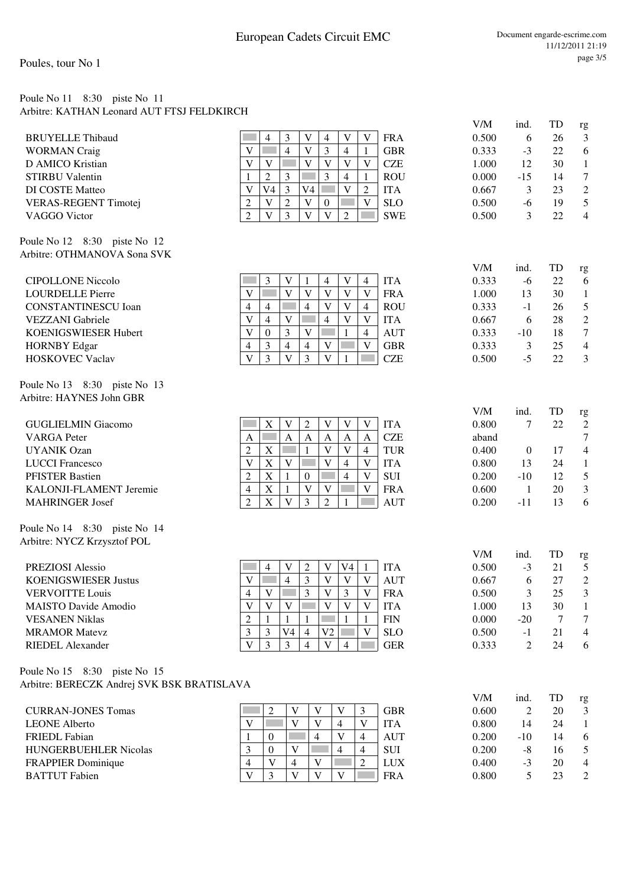Poules, tour No 1

Poule No 11 8:30 piste No 11
Arbitre: KATHAN Leonard AUT FTSJ FELDKIRCH

| | | | | | | | | | V/M | ind. | TD | rg |
|---|---|---|---|---|---|---|---|---|---|---|---|---|
| BRUYELLE Thibaud | | 4 | 3 | V | 4 | V | V | FRA | 0.500 | 6 | 26 | 3 |
| WORMAN Craig | V | | 4 | V | 3 | 4 | 1 | GBR | 0.333 | -3 | 22 | 6 |
| D AMICO Kristian | V | V | | V | V | V | V | CZE | 1.000 | 12 | 30 | 1 |
| STIRBU Valentin | 1 | 2 | 3 | | 3 | 4 | 1 | ROU | 0.000 | -15 | 14 | 7 |
| DI COSTE Matteo | V | V4 | 3 | V4 | | V | 2 | ITA | 0.667 | 3 | 23 | 2 |
| VERAS-REGENT Timotej | 2 | V | 2 | V | 0 | | V | SLO | 0.500 | -6 | 19 | 5 |
| VAGGO Victor | 2 | V | 3 | V | V | 2 | | SWE | 0.500 | 3 | 22 | 4 |

Poule No 12 8:30 piste No 12
Arbitre: OTHMANOVA Sona SVK

| | | | | | | | | | V/M | ind. | TD | rg |
|---|---|---|---|---|---|---|---|---|---|---|---|---|
| CIPOLLONE Niccolo | | 3 | V | 1 | 4 | V | 4 | ITA | 0.333 | -6 | 22 | 6 |
| LOURDELLE Pierre | V | | V | V | V | V | V | FRA | 1.000 | 13 | 30 | 1 |
| CONSTANTINESCU Ioan | 4 | 4 | | 4 | V | V | 4 | ROU | 0.333 | -1 | 26 | 5 |
| VEZZANI Gabriele | V | 4 | V | | 4 | V | V | ITA | 0.667 | 6 | 28 | 2 |
| KOENIGSWIESER Hubert | V | 0 | 3 | V | | 1 | 4 | AUT | 0.333 | -10 | 18 | 7 |
| HORNBY Edgar | 4 | 3 | 4 | 4 | V | | V | GBR | 0.333 | 3 | 25 | 4 |
| HOSKOVEC Vaclav | V | 3 | V | 3 | V | 1 | | CZE | 0.500 | -5 | 22 | 3 |

Poule No 13 8:30 piste No 13
Arbitre: HAYNES John GBR

| | | | | | | | | | V/M | ind. | TD | rg |
|---|---|---|---|---|---|---|---|---|---|---|---|---|
| GUGLIELMIN Giacomo | | X | V | 2 | V | V | V | ITA | 0.800 | 7 | 22 | 2 |
| VARGA Peter | A | | A | A | A | A | A | CZE | aband | | | 7 |
| UYANIK Ozan | 2 | X | | 1 | V | V | 4 | TUR | 0.400 | 0 | 17 | 4 |
| LUCCI Francesco | V | X | V | | V | 4 | V | ITA | 0.800 | 13 | 24 | 1 |
| PFISTER Bastien | 2 | X | 1 | 0 | | 4 | V | SUI | 0.200 | -10 | 12 | 5 |
| KALONJI-FLAMENT Jeremie | 4 | X | 1 | V | V | | V | FRA | 0.600 | 1 | 20 | 3 |
| MAHRINGER Josef | 2 | X | V | 3 | 2 | 1 | | AUT | 0.200 | -11 | 13 | 6 |

Poule No 14 8:30 piste No 14
Arbitre: NYCZ Krzysztof POL

| | | | | | | | | | V/M | ind. | TD | rg |
|---|---|---|---|---|---|---|---|---|---|---|---|---|
| PREZIOSI Alessio | | 4 | V | 2 | V | V4 | 1 | ITA | 0.500 | -3 | 21 | 5 |
| KOENIGSWIESER Justus | V | | 4 | 3 | V | V | V | AUT | 0.667 | 6 | 27 | 2 |
| VERVOITTE Louis | 4 | V | | 3 | V | 3 | V | FRA | 0.500 | 3 | 25 | 3 |
| MAISTO Davide Amodio | V | V | V | | V | V | V | ITA | 1.000 | 13 | 30 | 1 |
| VESANEN Niklas | 2 | 1 | 1 | 1 | | 1 | 1 | FIN | 0.000 | -20 | 7 | 7 |
| MRAMOR Matevz | 3 | 3 | V4 | 4 | V2 | | V | SLO | 0.500 | -1 | 21 | 4 |
| RIEDEL Alexander | V | 3 | 3 | 4 | V | 4 | | GER | 0.333 | 2 | 24 | 6 |

Poule No 15 8:30 piste No 15
Arbitre: BERECZK Andrej SVK BSK BRATISLAVA

| | | | | | | | | V/M | ind. | TD | rg |
|---|---|---|---|---|---|---|---|---|---|---|---|
| CURRAN-JONES Tomas | | 2 | V | V | V | 3 | GBR | 0.600 | 2 | 20 | 3 |
| LEONE Alberto | V | | V | V | 4 | V | ITA | 0.800 | 14 | 24 | 1 |
| FRIEDL Fabian | 1 | 0 | | 4 | V | 4 | AUT | 0.200 | -10 | 14 | 6 |
| HUNGERBUEHLER Nicolas | 3 | 0 | V | | 4 | 4 | SUI | 0.200 | -8 | 16 | 5 |
| FRAPPIER Dominique | 4 | V | 4 | V | | 2 | LUX | 0.400 | -3 | 20 | 4 |
| BATTUT Fabien | V | 3 | V | V | V | | FRA | 0.800 | 5 | 23 | 2 |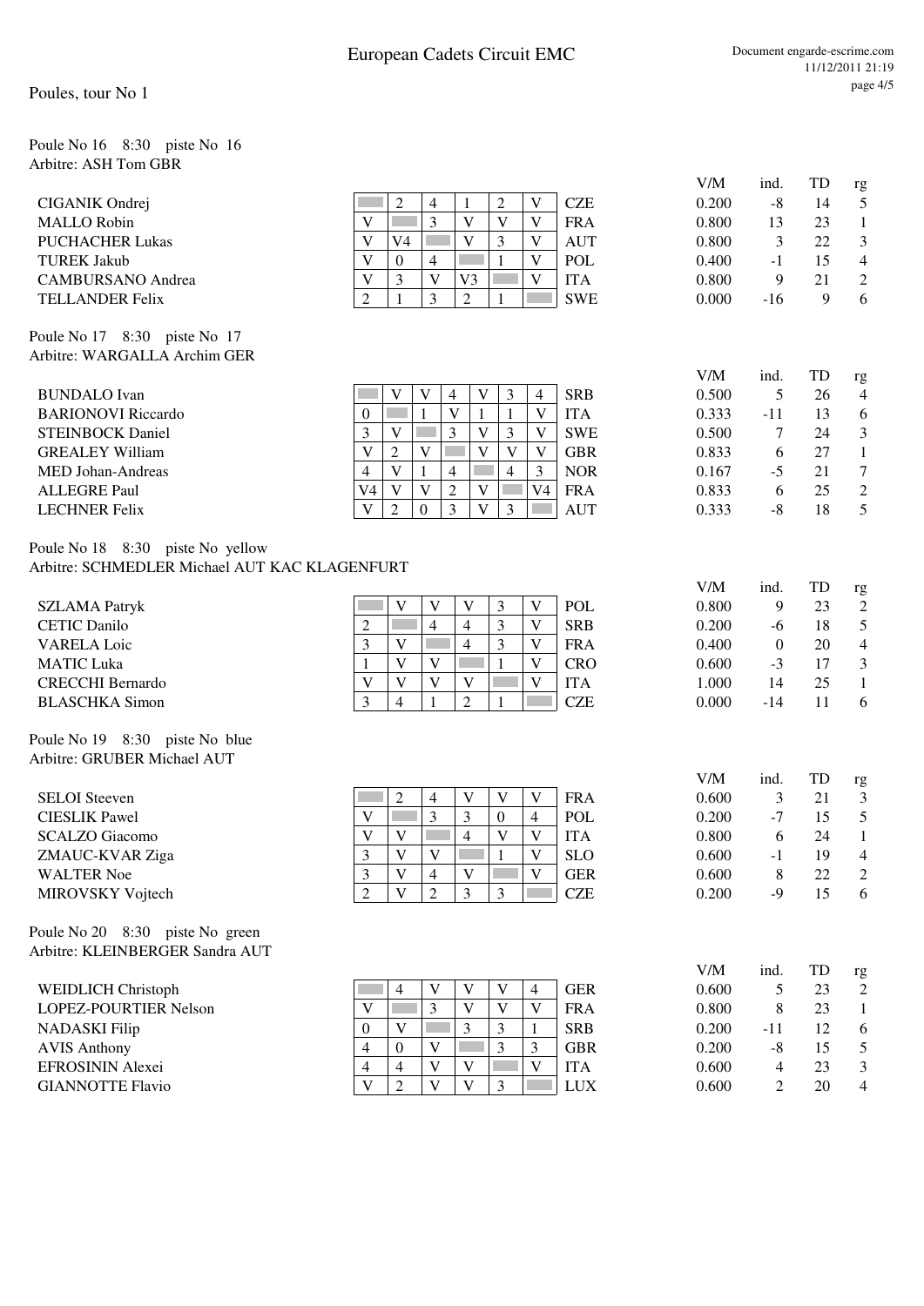Poules, tour No 1

Poule No 16 8:30 piste No 16
Arbitre: ASH Tom GBR

| | | | | | | | | V/M | ind. | TD | rg |
|---|---|---|---|---|---|---|---|---|---|---|---|
| CIGANIK Ondrej | | 2 | 4 | 1 | 2 | V | CZE | 0.200 | -8 | 14 | 5 |
| MALLO Robin | V | | 3 | V | V | V | FRA | 0.800 | 13 | 23 | 1 |
| PUCHACHER Lukas | V | V4 | | V | 3 | V | AUT | 0.800 | 3 | 22 | 3 |
| TUREK Jakub | V | 0 | 4 | | 1 | V | POL | 0.400 | -1 | 15 | 4 |
| CAMBURSANO Andrea | V | 3 | V | V3 | | V | ITA | 0.800 | 9 | 21 | 2 |
| TELLANDER Felix | 2 | 1 | 3 | 2 | 1 | | SWE | 0.000 | -16 | 9 | 6 |

Poule No 17 8:30 piste No 17
Arbitre: WARGALLA Archim GER

| | | | | | | | | | V/M | ind. | TD | rg |
|---|---|---|---|---|---|---|---|---|---|---|---|---|
| BUNDALO Ivan | | V | V | 4 | V | 3 | 4 | SRB | 0.500 | 5 | 26 | 4 |
| BARIONOVI Riccardo | 0 | | 1 | V | 1 | 1 | V | ITA | 0.333 | -11 | 13 | 6 |
| STEINBOCK Daniel | 3 | V | | 3 | V | 3 | V | SWE | 0.500 | 7 | 24 | 3 |
| GREALEY William | V | 2 | V | | V | V | V | GBR | 0.833 | 6 | 27 | 1 |
| MED Johan-Andreas | 4 | V | 1 | 4 | | 4 | 3 | NOR | 0.167 | -5 | 21 | 7 |
| ALLEGRE Paul | V4 | V | V | 2 | V | | V4 | FRA | 0.833 | 6 | 25 | 2 |
| LECHNER Felix | V | 2 | 0 | 3 | V | 3 | | AUT | 0.333 | -8 | 18 | 5 |

Poule No 18 8:30 piste No yellow
Arbitre: SCHMEDLER Michael AUT KAC KLAGENFURT

| | | | | | | | | V/M | ind. | TD | rg |
|---|---|---|---|---|---|---|---|---|---|---|---|
| SZLAMA Patryk | | V | V | V | 3 | V | POL | 0.800 | 9 | 23 | 2 |
| CETIC Danilo | 2 | | 4 | 4 | 3 | V | SRB | 0.200 | -6 | 18 | 5 |
| VARELA Loic | 3 | V | | 4 | 3 | V | FRA | 0.400 | 0 | 20 | 4 |
| MATIC Luka | 1 | V | V | | 1 | V | CRO | 0.600 | -3 | 17 | 3 |
| CRECCHI Bernardo | V | V | V | V | | V | ITA | 1.000 | 14 | 25 | 1 |
| BLASCHKA Simon | 3 | 4 | 1 | 2 | 1 | | CZE | 0.000 | -14 | 11 | 6 |

Poule No 19 8:30 piste No blue
Arbitre: GRUBER Michael AUT

| | | | | | | | | V/M | ind. | TD | rg |
|---|---|---|---|---|---|---|---|---|---|---|---|
| SELOI Steeven | | 2 | 4 | V | V | V | FRA | 0.600 | 3 | 21 | 3 |
| CIESLIK Pawel | V | | 3 | 3 | 0 | 4 | POL | 0.200 | -7 | 15 | 5 |
| SCALZO Giacomo | V | V | | 4 | V | V | ITA | 0.800 | 6 | 24 | 1 |
| ZMAUC-KVAR Ziga | 3 | V | V | | 1 | V | SLO | 0.600 | -1 | 19 | 4 |
| WALTER Noe | 3 | V | 4 | V | | V | GER | 0.600 | 8 | 22 | 2 |
| MIROVSKY Vojtech | 2 | V | 2 | 3 | 3 | | CZE | 0.200 | -9 | 15 | 6 |

Poule No 20 8:30 piste No green
Arbitre: KLEINBERGER Sandra AUT

| | | | | | | | | V/M | ind. | TD | rg |
|---|---|---|---|---|---|---|---|---|---|---|---|
| WEIDLICH Christoph | | 4 | V | V | V | 4 | GER | 0.600 | 5 | 23 | 2 |
| LOPEZ-POURTIER Nelson | V | | 3 | V | V | V | FRA | 0.800 | 8 | 23 | 1 |
| NADASKI Filip | 0 | V | | 3 | 3 | 1 | SRB | 0.200 | -11 | 12 | 6 |
| AVIS Anthony | 4 | 0 | V | | 3 | 3 | GBR | 0.200 | -8 | 15 | 5 |
| EFROSININ Alexei | 4 | 4 | V | V | | V | ITA | 0.600 | 4 | 23 | 3 |
| GIANNOTTE Flavio | V | 2 | V | V | 3 | | LUX | 0.600 | 2 | 20 | 4 |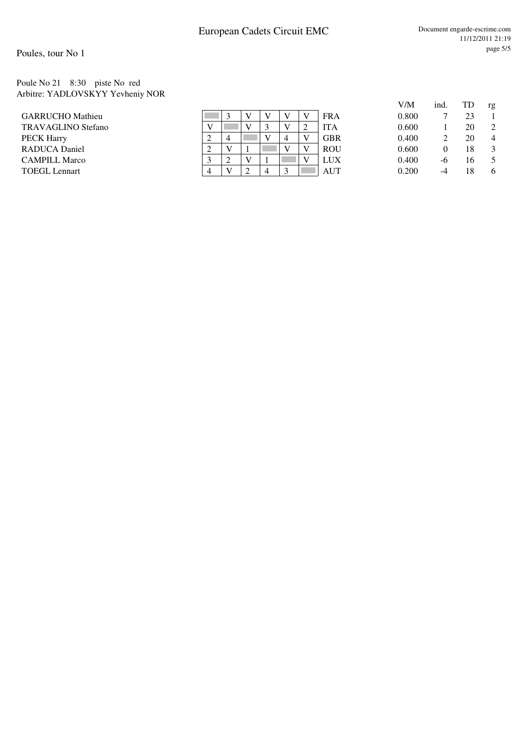# European Cadets Circuit EMC

Poules, tour No 1

Poule No 21    8:30    piste No  red
Arbitre: YADLOVSKYY Yevheniy NOR

| | | | | | | | | V/M | ind. | TD | rg |
|---|---|---|---|---|---|---|---|---|---|---|---|
| GARRUCHO Mathieu | | 3 | V | V | V | V | FRA | 0.800 | 7 | 23 | 1 |
| TRAVAGLINO Stefano | V | | V | 3 | V | 2 | ITA | 0.600 | 1 | 20 | 2 |
| PECK Harry | 2 | 4 | | V | 4 | V | GBR | 0.400 | 2 | 20 | 4 |
| RADUCA Daniel | 2 | V | 1 | | V | V | ROU | 0.600 | 0 | 18 | 3 |
| CAMPILL Marco | 3 | 2 | V | 1 | | V | LUX | 0.400 | -6 | 16 | 5 |
| TOEGL Lennart | 4 | V | 2 | 4 | 3 | | AUT | 0.200 | -4 | 18 | 6 |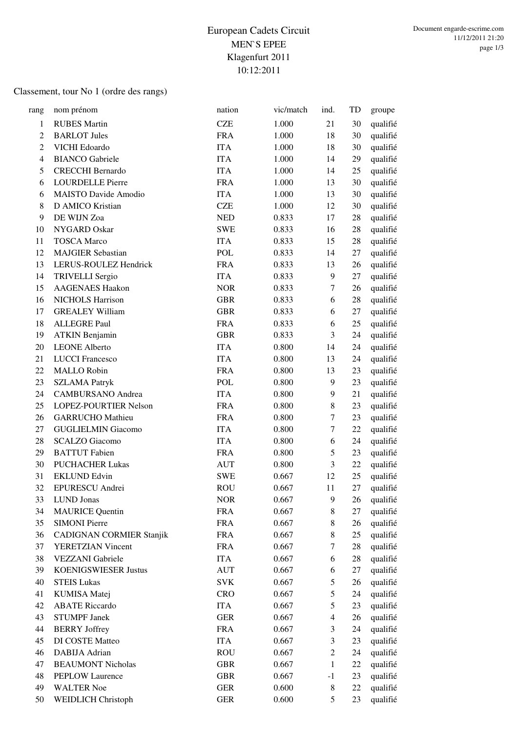# European Cadets Circuit
## MEN`S EPEE
## Klagenfurt 2011
## 10:12:2011

Classement, tour No 1 (ordre des rangs)

| rang | nom prénom | nation | vic/match | ind. | TD | groupe |
|---|---|---|---|---|---|---|
| 1 | RUBES Martin | CZE | 1.000 | 21 | 30 | qualifié |
| 2 | BARLOT Jules | FRA | 1.000 | 18 | 30 | qualifié |
| 2 | VICHI Edoardo | ITA | 1.000 | 18 | 30 | qualifié |
| 4 | BIANCO Gabriele | ITA | 1.000 | 14 | 29 | qualifié |
| 5 | CRECCHI Bernardo | ITA | 1.000 | 14 | 25 | qualifié |
| 6 | LOURDELLE Pierre | FRA | 1.000 | 13 | 30 | qualifié |
| 6 | MAISTO Davide Amodio | ITA | 1.000 | 13 | 30 | qualifié |
| 8 | D AMICO Kristian | CZE | 1.000 | 12 | 30 | qualifié |
| 9 | DE WIJN Zoa | NED | 0.833 | 17 | 28 | qualifié |
| 10 | NYGARD Oskar | SWE | 0.833 | 16 | 28 | qualifié |
| 11 | TOSCA Marco | ITA | 0.833 | 15 | 28 | qualifié |
| 12 | MAJGIER Sebastian | POL | 0.833 | 14 | 27 | qualifié |
| 13 | LERUS-ROULEZ Hendrick | FRA | 0.833 | 13 | 26 | qualifié |
| 14 | TRIVELLI Sergio | ITA | 0.833 | 9 | 27 | qualifié |
| 15 | AAGENAES Haakon | NOR | 0.833 | 7 | 26 | qualifié |
| 16 | NICHOLS Harrison | GBR | 0.833 | 6 | 28 | qualifié |
| 17 | GREALEY William | GBR | 0.833 | 6 | 27 | qualifié |
| 18 | ALLEGRE Paul | FRA | 0.833 | 6 | 25 | qualifié |
| 19 | ATKIN Benjamin | GBR | 0.833 | 3 | 24 | qualifié |
| 20 | LEONE Alberto | ITA | 0.800 | 14 | 24 | qualifié |
| 21 | LUCCI Francesco | ITA | 0.800 | 13 | 24 | qualifié |
| 22 | MALLO Robin | FRA | 0.800 | 13 | 23 | qualifié |
| 23 | SZLAMA Patryk | POL | 0.800 | 9 | 23 | qualifié |
| 24 | CAMBURSANO Andrea | ITA | 0.800 | 9 | 21 | qualifié |
| 25 | LOPEZ-POURTIER Nelson | FRA | 0.800 | 8 | 23 | qualifié |
| 26 | GARRUCHO Mathieu | FRA | 0.800 | 7 | 23 | qualifié |
| 27 | GUGLIELMIN Giacomo | ITA | 0.800 | 7 | 22 | qualifié |
| 28 | SCALZO Giacomo | ITA | 0.800 | 6 | 24 | qualifié |
| 29 | BATTUT Fabien | FRA | 0.800 | 5 | 23 | qualifié |
| 30 | PUCHACHER Lukas | AUT | 0.800 | 3 | 22 | qualifié |
| 31 | EKLUND Edvin | SWE | 0.667 | 12 | 25 | qualifié |
| 32 | EPURESCU Andrei | ROU | 0.667 | 11 | 27 | qualifié |
| 33 | LUND Jonas | NOR | 0.667 | 9 | 26 | qualifié |
| 34 | MAURICE Quentin | FRA | 0.667 | 8 | 27 | qualifié |
| 35 | SIMONI Pierre | FRA | 0.667 | 8 | 26 | qualifié |
| 36 | CADIGNAN CORMIER Stanjik | FRA | 0.667 | 8 | 25 | qualifié |
| 37 | YERETZIAN Vincent | FRA | 0.667 | 7 | 28 | qualifié |
| 38 | VEZZANI Gabriele | ITA | 0.667 | 6 | 28 | qualifié |
| 39 | KOENIGSWIESER Justus | AUT | 0.667 | 6 | 27 | qualifié |
| 40 | STEIS Lukas | SVK | 0.667 | 5 | 26 | qualifié |
| 41 | KUMISA Matej | CRO | 0.667 | 5 | 24 | qualifié |
| 42 | ABATE Riccardo | ITA | 0.667 | 5 | 23 | qualifié |
| 43 | STUMPF Janek | GER | 0.667 | 4 | 26 | qualifié |
| 44 | BERRY Joffrey | FRA | 0.667 | 3 | 24 | qualifié |
| 45 | DI COSTE Matteo | ITA | 0.667 | 3 | 23 | qualifié |
| 46 | DABIJA Adrian | ROU | 0.667 | 2 | 24 | qualifié |
| 47 | BEAUMONT Nicholas | GBR | 0.667 | 1 | 22 | qualifié |
| 48 | PEPLOW Laurence | GBR | 0.667 | -1 | 23 | qualifié |
| 49 | WALTER Noe | GER | 0.600 | 8 | 22 | qualifié |
| 50 | WEIDLICH Christoph | GER | 0.600 | 5 | 23 | qualifié |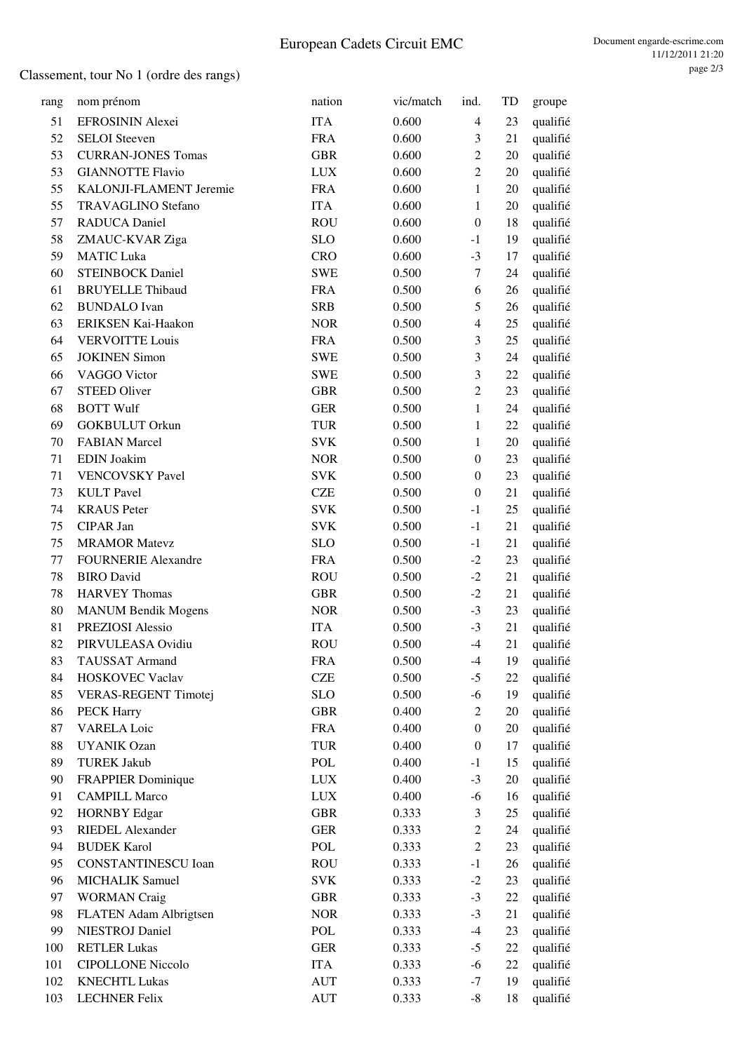# European Cadets Circuit EMC

Classement, tour No 1 (ordre des rangs)

| rang | nom prénom | nation | vic/match | ind. | TD | groupe |
|---|---|---|---|---|---|---|
| 51 | EFROSININ Alexei | ITA | 0.600 | 4 | 23 | qualifié |
| 52 | SELOI Steeven | FRA | 0.600 | 3 | 21 | qualifié |
| 53 | CURRAN-JONES Tomas | GBR | 0.600 | 2 | 20 | qualifié |
| 53 | GIANNOTTE Flavio | LUX | 0.600 | 2 | 20 | qualifié |
| 55 | KALONJI-FLAMENT Jeremie | FRA | 0.600 | 1 | 20 | qualifié |
| 55 | TRAVAGLINO Stefano | ITA | 0.600 | 1 | 20 | qualifié |
| 57 | RADUCA Daniel | ROU | 0.600 | 0 | 18 | qualifié |
| 58 | ZMAUC-KVAR Ziga | SLO | 0.600 | -1 | 19 | qualifié |
| 59 | MATIC Luka | CRO | 0.600 | -3 | 17 | qualifié |
| 60 | STEINBOCK Daniel | SWE | 0.500 | 7 | 24 | qualifié |
| 61 | BRUYELLE Thibaud | FRA | 0.500 | 6 | 26 | qualifié |
| 62 | BUNDALO Ivan | SRB | 0.500 | 5 | 26 | qualifié |
| 63 | ERIKSEN Kai-Haakon | NOR | 0.500 | 4 | 25 | qualifié |
| 64 | VERVOITTE Louis | FRA | 0.500 | 3 | 25 | qualifié |
| 65 | JOKINEN Simon | SWE | 0.500 | 3 | 24 | qualifié |
| 66 | VAGGO Victor | SWE | 0.500 | 3 | 22 | qualifié |
| 67 | STEED Oliver | GBR | 0.500 | 2 | 23 | qualifié |
| 68 | BOTT Wulf | GER | 0.500 | 1 | 24 | qualifié |
| 69 | GOKBULUT Orkun | TUR | 0.500 | 1 | 22 | qualifié |
| 70 | FABIAN Marcel | SVK | 0.500 | 1 | 20 | qualifié |
| 71 | EDIN Joakim | NOR | 0.500 | 0 | 23 | qualifié |
| 71 | VENCOVSKY Pavel | SVK | 0.500 | 0 | 23 | qualifié |
| 73 | KULT Pavel | CZE | 0.500 | 0 | 21 | qualifié |
| 74 | KRAUS Peter | SVK | 0.500 | -1 | 25 | qualifié |
| 75 | CIPAR Jan | SVK | 0.500 | -1 | 21 | qualifié |
| 75 | MRAMOR Matevz | SLO | 0.500 | -1 | 21 | qualifié |
| 77 | FOURNERIE Alexandre | FRA | 0.500 | -2 | 23 | qualifié |
| 78 | BIRO David | ROU | 0.500 | -2 | 21 | qualifié |
| 78 | HARVEY Thomas | GBR | 0.500 | -2 | 21 | qualifié |
| 80 | MANUM Bendik Mogens | NOR | 0.500 | -3 | 23 | qualifié |
| 81 | PREZIOSI Alessio | ITA | 0.500 | -3 | 21 | qualifié |
| 82 | PIRVULEASA Ovidiu | ROU | 0.500 | -4 | 21 | qualifié |
| 83 | TAUSSAT Armand | FRA | 0.500 | -4 | 19 | qualifié |
| 84 | HOSKOVEC Vaclav | CZE | 0.500 | -5 | 22 | qualifié |
| 85 | VERAS-REGENT Timotej | SLO | 0.500 | -6 | 19 | qualifié |
| 86 | PECK Harry | GBR | 0.400 | 2 | 20 | qualifié |
| 87 | VARELA Loic | FRA | 0.400 | 0 | 20 | qualifié |
| 88 | UYANIK Ozan | TUR | 0.400 | 0 | 17 | qualifié |
| 89 | TUREK Jakub | POL | 0.400 | -1 | 15 | qualifié |
| 90 | FRAPPIER Dominique | LUX | 0.400 | -3 | 20 | qualifié |
| 91 | CAMPILL Marco | LUX | 0.400 | -6 | 16 | qualifié |
| 92 | HORNBY Edgar | GBR | 0.333 | 3 | 25 | qualifié |
| 93 | RIEDEL Alexander | GER | 0.333 | 2 | 24 | qualifié |
| 94 | BUDEK Karol | POL | 0.333 | 2 | 23 | qualifié |
| 95 | CONSTANTINESCU Ioan | ROU | 0.333 | -1 | 26 | qualifié |
| 96 | MICHALIK Samuel | SVK | 0.333 | -2 | 23 | qualifié |
| 97 | WORMAN Craig | GBR | 0.333 | -3 | 22 | qualifié |
| 98 | FLATEN Adam Albrigtsen | NOR | 0.333 | -3 | 21 | qualifié |
| 99 | NIESTROJ Daniel | POL | 0.333 | -4 | 23 | qualifié |
| 100 | RETLER Lukas | GER | 0.333 | -5 | 22 | qualifié |
| 101 | CIPOLLONE Niccolo | ITA | 0.333 | -6 | 22 | qualifié |
| 102 | KNECHTL Lukas | AUT | 0.333 | -7 | 19 | qualifié |
| 103 | LECHNER Felix | AUT | 0.333 | -8 | 18 | qualifié |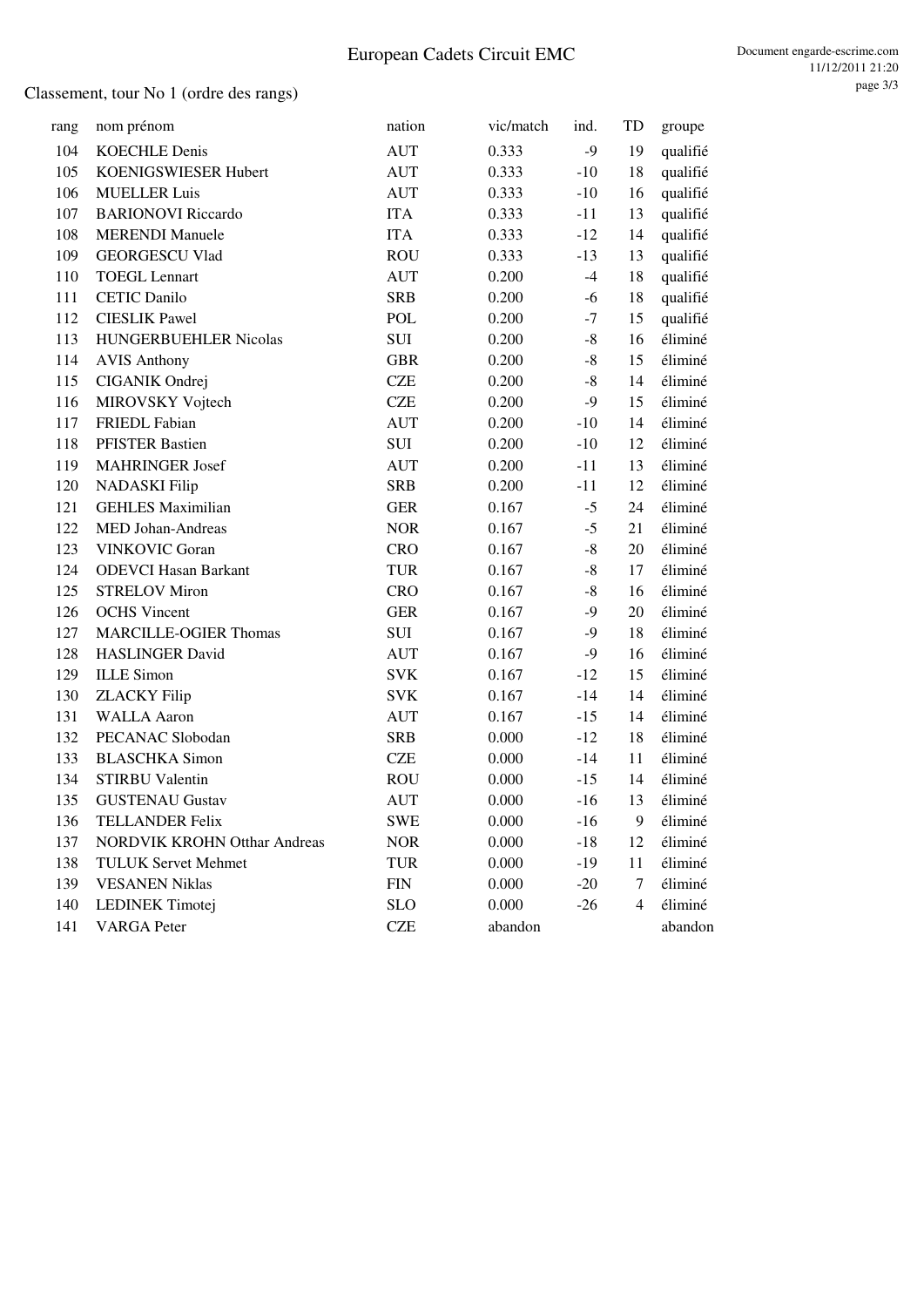# European Cadets Circuit EMC

## Classement, tour No 1 (ordre des rangs)

| rang | nom prénom | nation | vic/match | ind. | TD | groupe |
|---|---|---|---|---|---|---|
| 104 | KOECHLE Denis | AUT | 0.333 | -9 | 19 | qualifié |
| 105 | KOENIGSWIESER Hubert | AUT | 0.333 | -10 | 18 | qualifié |
| 106 | MUELLER Luis | AUT | 0.333 | -10 | 16 | qualifié |
| 107 | BARIONOVI Riccardo | ITA | 0.333 | -11 | 13 | qualifié |
| 108 | MERENDI Manuele | ITA | 0.333 | -12 | 14 | qualifié |
| 109 | GEORGESCU Vlad | ROU | 0.333 | -13 | 13 | qualifié |
| 110 | TOEGL Lennart | AUT | 0.200 | -4 | 18 | qualifié |
| 111 | CETIC Danilo | SRB | 0.200 | -6 | 18 | qualifié |
| 112 | CIESLIK Pawel | POL | 0.200 | -7 | 15 | qualifié |
| 113 | HUNGERBUEHLER Nicolas | SUI | 0.200 | -8 | 16 | éliminé |
| 114 | AVIS Anthony | GBR | 0.200 | -8 | 15 | éliminé |
| 115 | CIGANIK Ondrej | CZE | 0.200 | -8 | 14 | éliminé |
| 116 | MIROVSKY Vojtech | CZE | 0.200 | -9 | 15 | éliminé |
| 117 | FRIEDL Fabian | AUT | 0.200 | -10 | 14 | éliminé |
| 118 | PFISTER Bastien | SUI | 0.200 | -10 | 12 | éliminé |
| 119 | MAHRINGER Josef | AUT | 0.200 | -11 | 13 | éliminé |
| 120 | NADASKI Filip | SRB | 0.200 | -11 | 12 | éliminé |
| 121 | GEHLES Maximilian | GER | 0.167 | -5 | 24 | éliminé |
| 122 | MED Johan-Andreas | NOR | 0.167 | -5 | 21 | éliminé |
| 123 | VINKOVIC Goran | CRO | 0.167 | -8 | 20 | éliminé |
| 124 | ODEVCI Hasan Barkant | TUR | 0.167 | -8 | 17 | éliminé |
| 125 | STRELOV Miron | CRO | 0.167 | -8 | 16 | éliminé |
| 126 | OCHS Vincent | GER | 0.167 | -9 | 20 | éliminé |
| 127 | MARCILLE-OGIER Thomas | SUI | 0.167 | -9 | 18 | éliminé |
| 128 | HASLINGER David | AUT | 0.167 | -9 | 16 | éliminé |
| 129 | ILLE Simon | SVK | 0.167 | -12 | 15 | éliminé |
| 130 | ZLACKY Filip | SVK | 0.167 | -14 | 14 | éliminé |
| 131 | WALLA Aaron | AUT | 0.167 | -15 | 14 | éliminé |
| 132 | PECANAC Slobodan | SRB | 0.000 | -12 | 18 | éliminé |
| 133 | BLASCHKA Simon | CZE | 0.000 | -14 | 11 | éliminé |
| 134 | STIRBU Valentin | ROU | 0.000 | -15 | 14 | éliminé |
| 135 | GUSTENAU Gustav | AUT | 0.000 | -16 | 13 | éliminé |
| 136 | TELLANDER Felix | SWE | 0.000 | -16 | 9 | éliminé |
| 137 | NORDVIK KROHN Otthar Andreas | NOR | 0.000 | -18 | 12 | éliminé |
| 138 | TULUK Servet Mehmet | TUR | 0.000 | -19 | 11 | éliminé |
| 139 | VESANEN Niklas | FIN | 0.000 | -20 | 7 | éliminé |
| 140 | LEDINEK Timotej | SLO | 0.000 | -26 | 4 | éliminé |
| 141 | VARGA Peter | CZE | abandon | | | abandon |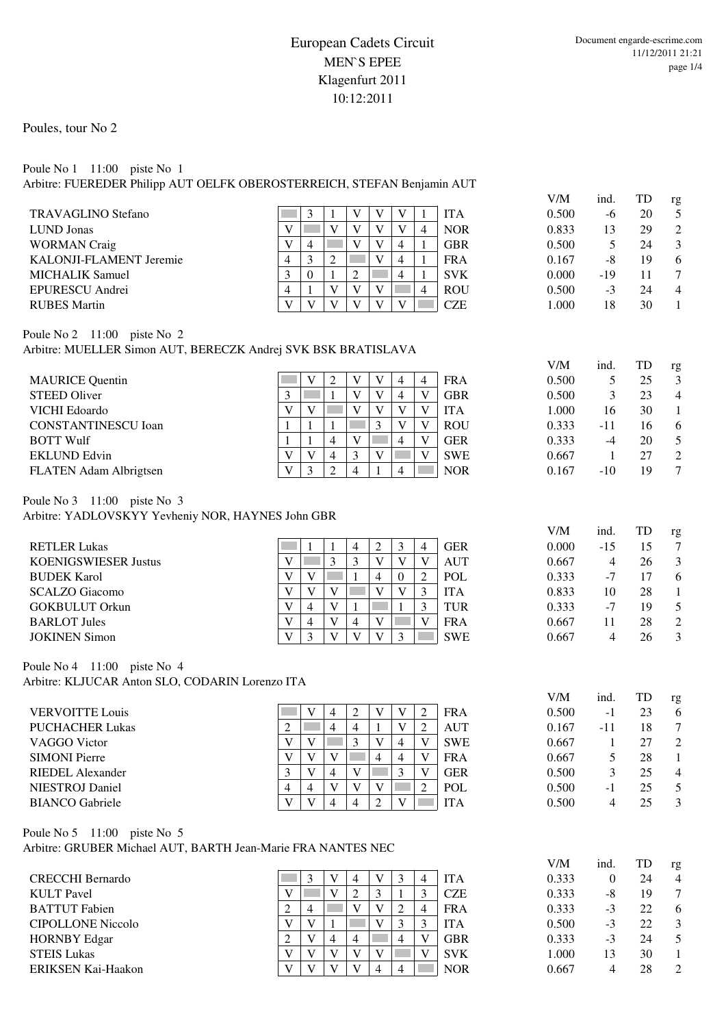# European Cadets Circuit
## MEN`S EPEE
## Klagenfurt 2011
## 10:12:2011

Poules, tour No 2

Poule No 1 11:00 piste No 1
Arbitre: FUEREDER Philipp AUT OELFK OBEROSTERREICH, STEFAN Benjamin AUT

| | | | | | | | | | V/M | ind. | TD | rg |
|---|---|---|---|---|---|---|---|---|---|---|---|---|
| TRAVAGLINO Stefano | | 3 | 1 | V | V | V | 1 | ITA | 0.500 | -6 | 20 | 5 |
| LUND Jonas | V | | V | V | V | V | 4 | NOR | 0.833 | 13 | 29 | 2 |
| WORMAN Craig | V | 4 | | V | V | 4 | 1 | GBR | 0.500 | 5 | 24 | 3 |
| KALONJI-FLAMENT Jeremie | 4 | 3 | 2 | | V | 4 | 1 | FRA | 0.167 | -8 | 19 | 6 |
| MICHALIK Samuel | 3 | 0 | 1 | 2 | | 4 | 1 | SVK | 0.000 | -19 | 11 | 7 |
| EPURESCU Andrei | 4 | 1 | V | V | V | | 4 | ROU | 0.500 | -3 | 24 | 4 |
| RUBES Martin | V | V | V | V | V | V | | CZE | 1.000 | 18 | 30 | 1 |

Poule No 2 11:00 piste No 2
Arbitre: MUELLER Simon AUT, BERECZK Andrej SVK BSK BRATISLAVA

| | | | | | | | | | V/M | ind. | TD | rg |
|---|---|---|---|---|---|---|---|---|---|---|---|---|
| MAURICE Quentin | | V | 2 | V | V | 4 | 4 | FRA | 0.500 | 5 | 25 | 3 |
| STEED Oliver | 3 | | 1 | V | V | 4 | V | GBR | 0.500 | 3 | 23 | 4 |
| VICHI Edoardo | V | V | | V | V | V | V | ITA | 1.000 | 16 | 30 | 1 |
| CONSTANTINESCU Ioan | 1 | 1 | 1 | | 3 | V | V | ROU | 0.333 | -11 | 16 | 6 |
| BOTT Wulf | 1 | 1 | 4 | V | | 4 | V | GER | 0.333 | -4 | 20 | 5 |
| EKLUND Edvin | V | V | 4 | 3 | V | | V | SWE | 0.667 | 1 | 27 | 2 |
| FLATEN Adam Albrigtsen | V | 3 | 2 | 4 | 1 | 4 | | NOR | 0.167 | -10 | 19 | 7 |

Poule No 3 11:00 piste No 3
Arbitre: YADLOVSKYY Yevheniy NOR, HAYNES John GBR

| | | | | | | | | | V/M | ind. | TD | rg |
|---|---|---|---|---|---|---|---|---|---|---|---|---|
| RETLER Lukas | | 1 | 1 | 4 | 2 | 3 | 4 | GER | 0.000 | -15 | 15 | 7 |
| KOENIGSWIESER Justus | V | | 3 | 3 | V | V | V | AUT | 0.667 | 4 | 26 | 3 |
| BUDEK Karol | V | V | | 1 | 4 | 0 | 2 | POL | 0.333 | -7 | 17 | 6 |
| SCALZO Giacomo | V | V | V | | V | V | 3 | ITA | 0.833 | 10 | 28 | 1 |
| GOKBULUT Orkun | V | 4 | V | 1 | | 1 | 3 | TUR | 0.333 | -7 | 19 | 5 |
| BARLOT Jules | V | 4 | V | 4 | V | | V | FRA | 0.667 | 11 | 28 | 2 |
| JOKINEN Simon | V | 3 | V | V | V | 3 | | SWE | 0.667 | 4 | 26 | 3 |

Poule No 4 11:00 piste No 4
Arbitre: KLJUCAR Anton SLO, CODARIN Lorenzo ITA

| | | | | | | | | | V/M | ind. | TD | rg |
|---|---|---|---|---|---|---|---|---|---|---|---|---|
| VERVOITTE Louis | | V | 4 | 2 | V | V | 2 | FRA | 0.500 | -1 | 23 | 6 |
| PUCHACHER Lukas | 2 | | 4 | 4 | 1 | V | 2 | AUT | 0.167 | -11 | 18 | 7 |
| VAGGO Victor | V | V | | 3 | V | 4 | V | SWE | 0.667 | 1 | 27 | 2 |
| SIMONI Pierre | V | V | V | | 4 | 4 | V | FRA | 0.667 | 5 | 28 | 1 |
| RIEDEL Alexander | 3 | V | 4 | V | | 3 | V | GER | 0.500 | 3 | 25 | 4 |
| NIESTROJ Daniel | 4 | 4 | V | V | V | | 2 | POL | 0.500 | -1 | 25 | 5 |
| BIANCO Gabriele | V | V | 4 | 4 | 2 | V | | ITA | 0.500 | 4 | 25 | 3 |

Poule No 5 11:00 piste No 5
Arbitre: GRUBER Michael AUT, BARTH Jean-Marie FRA NANTES NEC

| | | | | | | | | | V/M | ind. | TD | rg |
|---|---|---|---|---|---|---|---|---|---|---|---|---|
| CRECCHI Bernardo | | 3 | V | 4 | V | 3 | 4 | ITA | 0.333 | 0 | 24 | 4 |
| KULT Pavel | V | | V | 2 | 3 | 1 | 3 | CZE | 0.333 | -8 | 19 | 7 |
| BATTUT Fabien | 2 | 4 | | V | V | 2 | 4 | FRA | 0.333 | -3 | 22 | 6 |
| CIPOLLONE Niccolo | V | V | 1 | | V | 3 | 3 | ITA | 0.500 | -3 | 22 | 3 |
| HORNBY Edgar | 2 | V | 4 | 4 | | 4 | V | GBR | 0.333 | -3 | 24 | 5 |
| STEIS Lukas | V | V | V | V | V | | V | SVK | 1.000 | 13 | 30 | 1 |
| ERIKSEN Kai-Haakon | V | V | V | V | 4 | 4 | | NOR | 0.667 | 4 | 28 | 2 |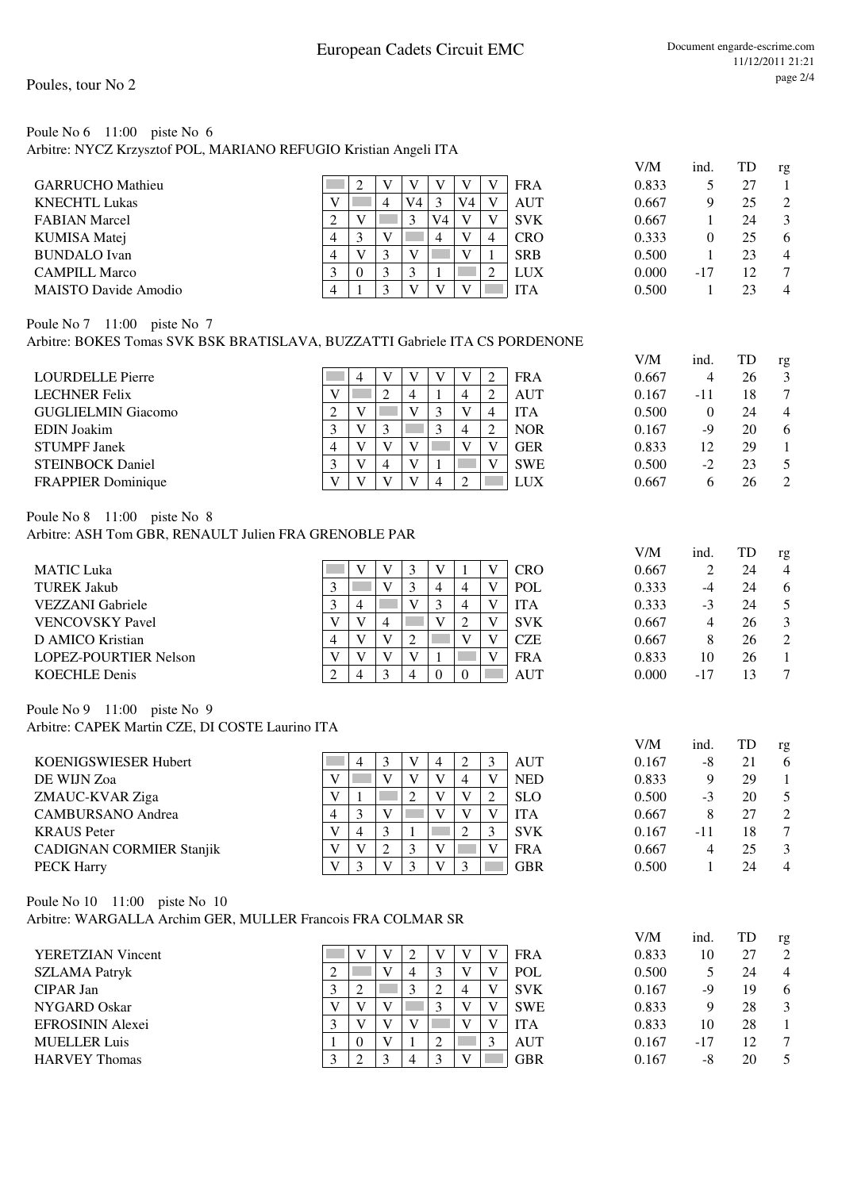# European Cadets Circuit EMC

Poules, tour No 2

Poule No 6   11:00   piste No 6
Arbitre: NYCZ Krzysztof POL, MARIANO REFUGIO Kristian Angeli ITA

| | | | | | | | | | V/M | ind. | TD | rg |
|---|---|---|---|---|---|---|---|---|---|---|---|---|
| GARRUCHO Mathieu | | 2 | V | V | V | V | V | FRA | 0.833 | 5 | 27 | 1 |
| KNECHTL Lukas | V | | 4 | V4 | 3 | V4 | V | AUT | 0.667 | 9 | 25 | 2 |
| FABIAN Marcel | 2 | V | | 3 | V4 | V | V | SVK | 0.667 | 1 | 24 | 3 |
| KUMISA Matej | 4 | 3 | V | | 4 | V | 4 | CRO | 0.333 | 0 | 25 | 6 |
| BUNDALO Ivan | 4 | V | 3 | V | | V | 1 | SRB | 0.500 | 1 | 23 | 4 |
| CAMPILL Marco | 3 | 0 | 3 | 3 | 1 | | 2 | LUX | 0.000 | -17 | 12 | 7 |
| MAISTO Davide Amodio | 4 | 1 | 3 | V | V | V | | ITA | 0.500 | 1 | 23 | 4 |

Poule No 7   11:00   piste No 7
Arbitre: BOKES Tomas SVK BSK BRATISLAVA, BUZZATTI Gabriele ITA CS PORDENONE

| | | | | | | | | | V/M | ind. | TD | rg |
|---|---|---|---|---|---|---|---|---|---|---|---|---|
| LOURDELLE Pierre | | 4 | V | V | V | V | 2 | FRA | 0.667 | 4 | 26 | 3 |
| LECHNER Felix | V | | 2 | 4 | 1 | 4 | 2 | AUT | 0.167 | -11 | 18 | 7 |
| GUGLIELMIN Giacomo | 2 | V | | V | 3 | V | 4 | ITA | 0.500 | 0 | 24 | 4 |
| EDIN Joakim | 3 | V | 3 | | 3 | 4 | 2 | NOR | 0.167 | -9 | 20 | 6 |
| STUMPF Janek | 4 | V | V | V | | V | V | GER | 0.833 | 12 | 29 | 1 |
| STEINBOCK Daniel | 3 | V | 4 | V | 1 | | V | SWE | 0.500 | -2 | 23 | 5 |
| FRAPPIER Dominique | V | V | V | V | 4 | 2 | | LUX | 0.667 | 6 | 26 | 2 |

Poule No 8   11:00   piste No 8
Arbitre: ASH Tom GBR, RENAULT Julien FRA GRENOBLE PAR

| | | | | | | | | | V/M | ind. | TD | rg |
|---|---|---|---|---|---|---|---|---|---|---|---|---|
| MATIC Luka | | V | V | 3 | V | 1 | V | CRO | 0.667 | 2 | 24 | 4 |
| TUREK Jakub | 3 | | V | 3 | 4 | 4 | V | POL | 0.333 | -4 | 24 | 6 |
| VEZZANI Gabriele | 3 | 4 | | V | 3 | 4 | V | ITA | 0.333 | -3 | 24 | 5 |
| VENCOVSKY Pavel | V | V | 4 | | V | 2 | V | SVK | 0.667 | 4 | 26 | 3 |
| D AMICO Kristian | 4 | V | V | 2 | | V | V | CZE | 0.667 | 8 | 26 | 2 |
| LOPEZ-POURTIER Nelson | V | V | V | V | 1 | | V | FRA | 0.833 | 10 | 26 | 1 |
| KOECHLE Denis | 2 | 4 | 3 | 4 | 0 | 0 | | AUT | 0.000 | -17 | 13 | 7 |

Poule No 9   11:00   piste No 9
Arbitre: CAPEK Martin CZE, DI COSTE Laurino ITA

| | | | | | | | | | V/M | ind. | TD | rg |
|---|---|---|---|---|---|---|---|---|---|---|---|---|
| KOENIGSWIESER Hubert | | 4 | 3 | V | 4 | 2 | 3 | AUT | 0.167 | -8 | 21 | 6 |
| DE WIJN Zoa | V | | V | V | V | 4 | V | NED | 0.833 | 9 | 29 | 1 |
| ZMAUC-KVAR Ziga | V | 1 | | 2 | V | V | 2 | SLO | 0.500 | -3 | 20 | 5 |
| CAMBURSANO Andrea | 4 | 3 | V | | V | V | V | ITA | 0.667 | 8 | 27 | 2 |
| KRAUS Peter | V | 4 | 3 | 1 | | 2 | 3 | SVK | 0.167 | -11 | 18 | 7 |
| CADIGNAN CORMIER Stanjik | V | V | 2 | 3 | V | | V | FRA | 0.667 | 4 | 25 | 3 |
| PECK Harry | V | 3 | V | 3 | V | 3 | | GBR | 0.500 | 1 | 24 | 4 |

Poule No 10   11:00   piste No 10
Arbitre: WARGALLA Archim GER, MULLER Francois FRA COLMAR SR

| | | | | | | | | | V/M | ind. | TD | rg |
|---|---|---|---|---|---|---|---|---|---|---|---|---|
| YERETZIAN Vincent | | V | V | 2 | V | V | V | FRA | 0.833 | 10 | 27 | 2 |
| SZLAMA Patryk | 2 | | V | 4 | 3 | V | V | POL | 0.500 | 5 | 24 | 4 |
| CIPAR Jan | 3 | 2 | | 3 | 2 | 4 | V | SVK | 0.167 | -9 | 19 | 6 |
| NYGARD Oskar | V | V | V | | 3 | V | V | SWE | 0.833 | 9 | 28 | 3 |
| EFROSININ Alexei | 3 | V | V | V | | V | V | ITA | 0.833 | 10 | 28 | 1 |
| MUELLER Luis | 1 | 0 | V | 1 | 2 | | 3 | AUT | 0.167 | -17 | 12 | 7 |
| HARVEY Thomas | 3 | 2 | 3 | 4 | 3 | V | | GBR | 0.167 | -8 | 20 | 5 |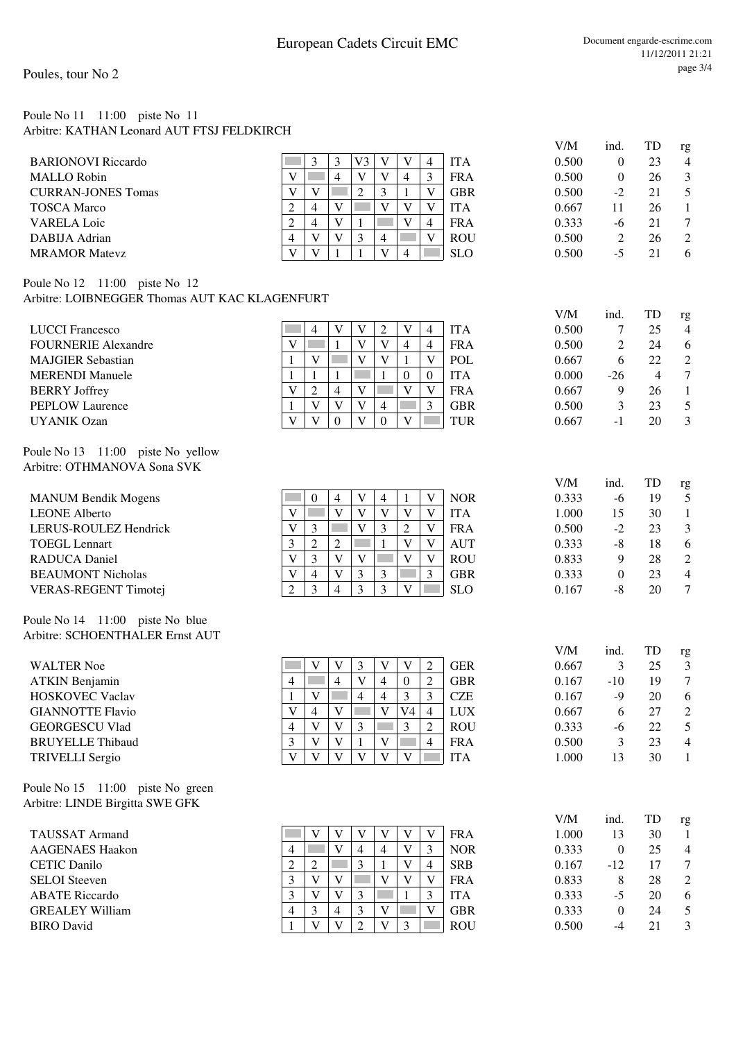# European Cadets Circuit EMC

Document engarde-escrime.com
11/12/2011 21:21

Poules, tour No 2

Poule No 11  11:00  piste No 11
Arbitre: KATHAN Leonard AUT FTSJ FELDKIRCH

| | 1 | 2 | 3 | 4 | 5 | 6 | 7 | | V/M | ind. | TD | rg |
|---|---|---|---|---|---|---|---|---|---|---|---|---|
| BARIONOVI Riccardo | | 3 | 3 | V3 | V | V | 4 | ITA | 0.500 | 0 | 23 | 4 |
| MALLO Robin | V | | 4 | V | V | 4 | 3 | FRA | 0.500 | 0 | 26 | 3 |
| CURRAN-JONES Tomas | V | V | | 2 | 3 | 1 | V | GBR | 0.500 | -2 | 21 | 5 |
| TOSCA Marco | 2 | 4 | V | | V | V | V | ITA | 0.667 | 11 | 26 | 1 |
| VARELA Loic | 2 | 4 | V | 1 | | V | 4 | FRA | 0.333 | -6 | 21 | 7 |
| DABIJA Adrian | 4 | V | V | 3 | 4 | | V | ROU | 0.500 | 2 | 26 | 2 |
| MRAMOR Matevz | V | V | 1 | 1 | V | 4 | | SLO | 0.500 | -5 | 21 | 6 |

Poule No 12  11:00  piste No 12
Arbitre: LOIBNEGGER Thomas AUT KAC KLAGENFURT

| | 1 | 2 | 3 | 4 | 5 | 6 | 7 | | V/M | ind. | TD | rg |
|---|---|---|---|---|---|---|---|---|---|---|---|---|
| LUCCI Francesco | | 4 | V | V | 2 | V | 4 | ITA | 0.500 | 7 | 25 | 4 |
| FOURNERIE Alexandre | V | | 1 | V | V | 4 | 4 | FRA | 0.500 | 2 | 24 | 6 |
| MAJGIER Sebastian | 1 | V | | V | V | 1 | V | POL | 0.667 | 6 | 22 | 2 |
| MERENDI Manuele | 1 | 1 | 1 | | 1 | 0 | 0 | ITA | 0.000 | -26 | 4 | 7 |
| BERRY Joffrey | V | 2 | 4 | V | | V | V | FRA | 0.667 | 9 | 26 | 1 |
| PEPLOW Laurence | 1 | V | V | V | 4 | | 3 | GBR | 0.500 | 3 | 23 | 5 |
| UYANIK Ozan | V | V | 0 | V | 0 | V | | TUR | 0.667 | -1 | 20 | 3 |

Poule No 13  11:00  piste No yellow
Arbitre: OTHMANOVA Sona SVK

| | 1 | 2 | 3 | 4 | 5 | 6 | 7 | | V/M | ind. | TD | rg |
|---|---|---|---|---|---|---|---|---|---|---|---|---|
| MANUM Bendik Mogens | | 0 | 4 | V | 4 | 1 | V | NOR | 0.333 | -6 | 19 | 5 |
| LEONE Alberto | V | | V | V | V | V | V | ITA | 1.000 | 15 | 30 | 1 |
| LERUS-ROULEZ Hendrick | V | 3 | | V | 3 | 2 | V | FRA | 0.500 | -2 | 23 | 3 |
| TOEGL Lennart | 3 | 2 | 2 | | 1 | V | V | AUT | 0.333 | -8 | 18 | 6 |
| RADUCA Daniel | V | 3 | V | V | | V | V | ROU | 0.833 | 9 | 28 | 2 |
| BEAUMONT Nicholas | V | 4 | V | 3 | 3 | | 3 | GBR | 0.333 | 0 | 23 | 4 |
| VERAS-REGENT Timotej | 2 | 3 | 4 | 3 | 3 | V | | SLO | 0.167 | -8 | 20 | 7 |

Poule No 14  11:00  piste No blue
Arbitre: SCHOENTHALER Ernst AUT

| | 1 | 2 | 3 | 4 | 5 | 6 | 7 | | V/M | ind. | TD | rg |
|---|---|---|---|---|---|---|---|---|---|---|---|---|
| WALTER Noe | | V | V | 3 | V | V | 2 | GER | 0.667 | 3 | 25 | 3 |
| ATKIN Benjamin | 4 | | 4 | V | 4 | 0 | 2 | GBR | 0.167 | -10 | 19 | 7 |
| HOSKOVEC Vaclav | 1 | V | | 4 | 4 | 3 | 3 | CZE | 0.167 | -9 | 20 | 6 |
| GIANNOTTE Flavio | V | 4 | V | | V | V4 | 4 | LUX | 0.667 | 6 | 27 | 2 |
| GEORGESCU Vlad | 4 | V | V | 3 | | 3 | 2 | ROU | 0.333 | -6 | 22 | 5 |
| BRUYELLE Thibaud | 3 | V | V | 1 | V | | 4 | FRA | 0.500 | 3 | 23 | 4 |
| TRIVELLI Sergio | V | V | V | V | V | V | | ITA | 1.000 | 13 | 30 | 1 |

Poule No 15  11:00  piste No green
Arbitre: LINDE Birgitta SWE GFK

| | 1 | 2 | 3 | 4 | 5 | 6 | 7 | | V/M | ind. | TD | rg |
|---|---|---|---|---|---|---|---|---|---|---|---|---|
| TAUSSAT Armand | | V | V | V | V | V | V | FRA | 1.000 | 13 | 30 | 1 |
| AAGENAES Haakon | 4 | | V | 4 | 4 | V | 3 | NOR | 0.333 | 0 | 25 | 4 |
| CETIC Danilo | 2 | 2 | | 3 | 1 | V | 4 | SRB | 0.167 | -12 | 17 | 7 |
| SELOI Steeven | 3 | V | V | | V | V | V | FRA | 0.833 | 8 | 28 | 2 |
| ABATE Riccardo | 3 | V | V | 3 | | 1 | 3 | ITA | 0.333 | -5 | 20 | 6 |
| GREALEY William | 4 | 3 | 4 | 3 | V | | V | GBR | 0.333 | 0 | 24 | 5 |
| BIRO David | 1 | V | V | 2 | V | 3 | | ROU | 0.500 | -4 | 21 | 3 |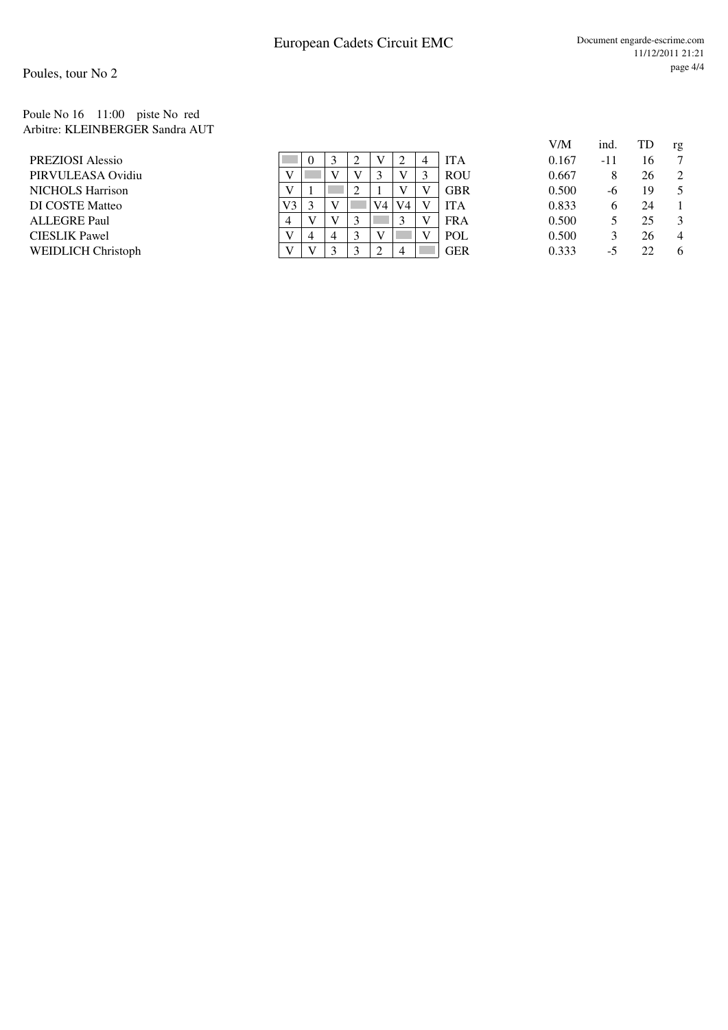# European Cadets Circuit EMC

Poules, tour No 2

Poule No 16 11:00 piste No red
Arbitre: KLEINBERGER Sandra AUT

| | | | | | | | | | V/M | ind. | TD | rg |
|---|---|---|---|---|---|---|---|---|---|---|---|---|
| PREZIOSI Alessio | | 0 | 3 | 2 | V | 2 | 4 | ITA | 0.167 | -11 | 16 | 7 |
| PIRVULEASA Ovidiu | V | | V | V | 3 | V | 3 | ROU | 0.667 | 8 | 26 | 2 |
| NICHOLS Harrison | V | 1 | | 2 | 1 | V | V | GBR | 0.500 | -6 | 19 | 5 |
| DI COSTE Matteo | V3 | 3 | V | | V4 | V4 | V | ITA | 0.833 | 6 | 24 | 1 |
| ALLEGRE Paul | 4 | V | V | 3 | | 3 | V | FRA | 0.500 | 5 | 25 | 3 |
| CIESLIK Pawel | V | 4 | 4 | 3 | V | | V | POL | 0.500 | 3 | 26 | 4 |
| WEIDLICH Christoph | V | V | 3 | 3 | 2 | 4 | | GER | 0.333 | -5 | 22 | 6 |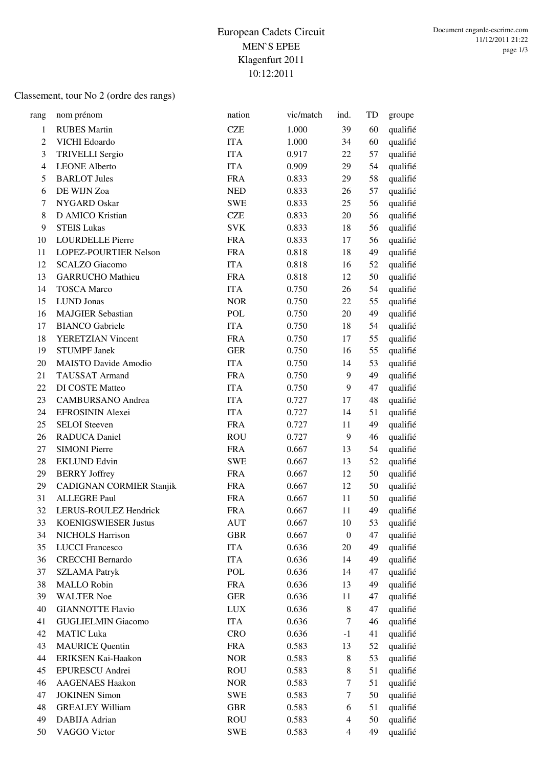# European Cadets Circuit
## MEN`S EPEE
### Klagenfurt 2011
### 10:12:2011

Classement, tour No 2 (ordre des rangs)

| rang | nom prénom | nation | vic/match | ind. | TD | groupe |
|---|---|---|---|---|---|---|
| 1 | RUBES Martin | CZE | 1.000 | 39 | 60 | qualifié |
| 2 | VICHI Edoardo | ITA | 1.000 | 34 | 60 | qualifié |
| 3 | TRIVELLI Sergio | ITA | 0.917 | 22 | 57 | qualifié |
| 4 | LEONE Alberto | ITA | 0.909 | 29 | 54 | qualifié |
| 5 | BARLOT Jules | FRA | 0.833 | 29 | 58 | qualifié |
| 6 | DE WIJN Zoa | NED | 0.833 | 26 | 57 | qualifié |
| 7 | NYGARD Oskar | SWE | 0.833 | 25 | 56 | qualifié |
| 8 | D AMICO Kristian | CZE | 0.833 | 20 | 56 | qualifié |
| 9 | STEIS Lukas | SVK | 0.833 | 18 | 56 | qualifié |
| 10 | LOURDELLE Pierre | FRA | 0.833 | 17 | 56 | qualifié |
| 11 | LOPEZ-POURTIER Nelson | FRA | 0.818 | 18 | 49 | qualifié |
| 12 | SCALZO Giacomo | ITA | 0.818 | 16 | 52 | qualifié |
| 13 | GARRUCHO Mathieu | FRA | 0.818 | 12 | 50 | qualifié |
| 14 | TOSCA Marco | ITA | 0.750 | 26 | 54 | qualifié |
| 15 | LUND Jonas | NOR | 0.750 | 22 | 55 | qualifié |
| 16 | MAJGIER Sebastian | POL | 0.750 | 20 | 49 | qualifié |
| 17 | BIANCO Gabriele | ITA | 0.750 | 18 | 54 | qualifié |
| 18 | YERETZIAN Vincent | FRA | 0.750 | 17 | 55 | qualifié |
| 19 | STUMPF Janek | GER | 0.750 | 16 | 55 | qualifié |
| 20 | MAISTO Davide Amodio | ITA | 0.750 | 14 | 53 | qualifié |
| 21 | TAUSSAT Armand | FRA | 0.750 | 9 | 49 | qualifié |
| 22 | DI COSTE Matteo | ITA | 0.750 | 9 | 47 | qualifié |
| 23 | CAMBURSANO Andrea | ITA | 0.727 | 17 | 48 | qualifié |
| 24 | EFROSININ Alexei | ITA | 0.727 | 14 | 51 | qualifié |
| 25 | SELOI Steeven | FRA | 0.727 | 11 | 49 | qualifié |
| 26 | RADUCA Daniel | ROU | 0.727 | 9 | 46 | qualifié |
| 27 | SIMONI Pierre | FRA | 0.667 | 13 | 54 | qualifié |
| 28 | EKLUND Edvin | SWE | 0.667 | 13 | 52 | qualifié |
| 29 | BERRY Joffrey | FRA | 0.667 | 12 | 50 | qualifié |
| 29 | CADIGNAN CORMIER Stanjik | FRA | 0.667 | 12 | 50 | qualifié |
| 31 | ALLEGRE Paul | FRA | 0.667 | 11 | 50 | qualifié |
| 32 | LERUS-ROULEZ Hendrick | FRA | 0.667 | 11 | 49 | qualifié |
| 33 | KOENIGSWIESER Justus | AUT | 0.667 | 10 | 53 | qualifié |
| 34 | NICHOLS Harrison | GBR | 0.667 | 0 | 47 | qualifié |
| 35 | LUCCI Francesco | ITA | 0.636 | 20 | 49 | qualifié |
| 36 | CRECCHI Bernardo | ITA | 0.636 | 14 | 49 | qualifié |
| 37 | SZLAMA Patryk | POL | 0.636 | 14 | 47 | qualifié |
| 38 | MALLO Robin | FRA | 0.636 | 13 | 49 | qualifié |
| 39 | WALTER Noe | GER | 0.636 | 11 | 47 | qualifié |
| 40 | GIANNOTTE Flavio | LUX | 0.636 | 8 | 47 | qualifié |
| 41 | GUGLIELMIN Giacomo | ITA | 0.636 | 7 | 46 | qualifié |
| 42 | MATIC Luka | CRO | 0.636 | -1 | 41 | qualifié |
| 43 | MAURICE Quentin | FRA | 0.583 | 13 | 52 | qualifié |
| 44 | ERIKSEN Kai-Haakon | NOR | 0.583 | 8 | 53 | qualifié |
| 45 | EPURESCU Andrei | ROU | 0.583 | 8 | 51 | qualifié |
| 46 | AAGENAES Haakon | NOR | 0.583 | 7 | 51 | qualifié |
| 47 | JOKINEN Simon | SWE | 0.583 | 7 | 50 | qualifié |
| 48 | GREALEY William | GBR | 0.583 | 6 | 51 | qualifié |
| 49 | DABIJA Adrian | ROU | 0.583 | 4 | 50 | qualifié |
| 50 | VAGGO Victor | SWE | 0.583 | 4 | 49 | qualifié |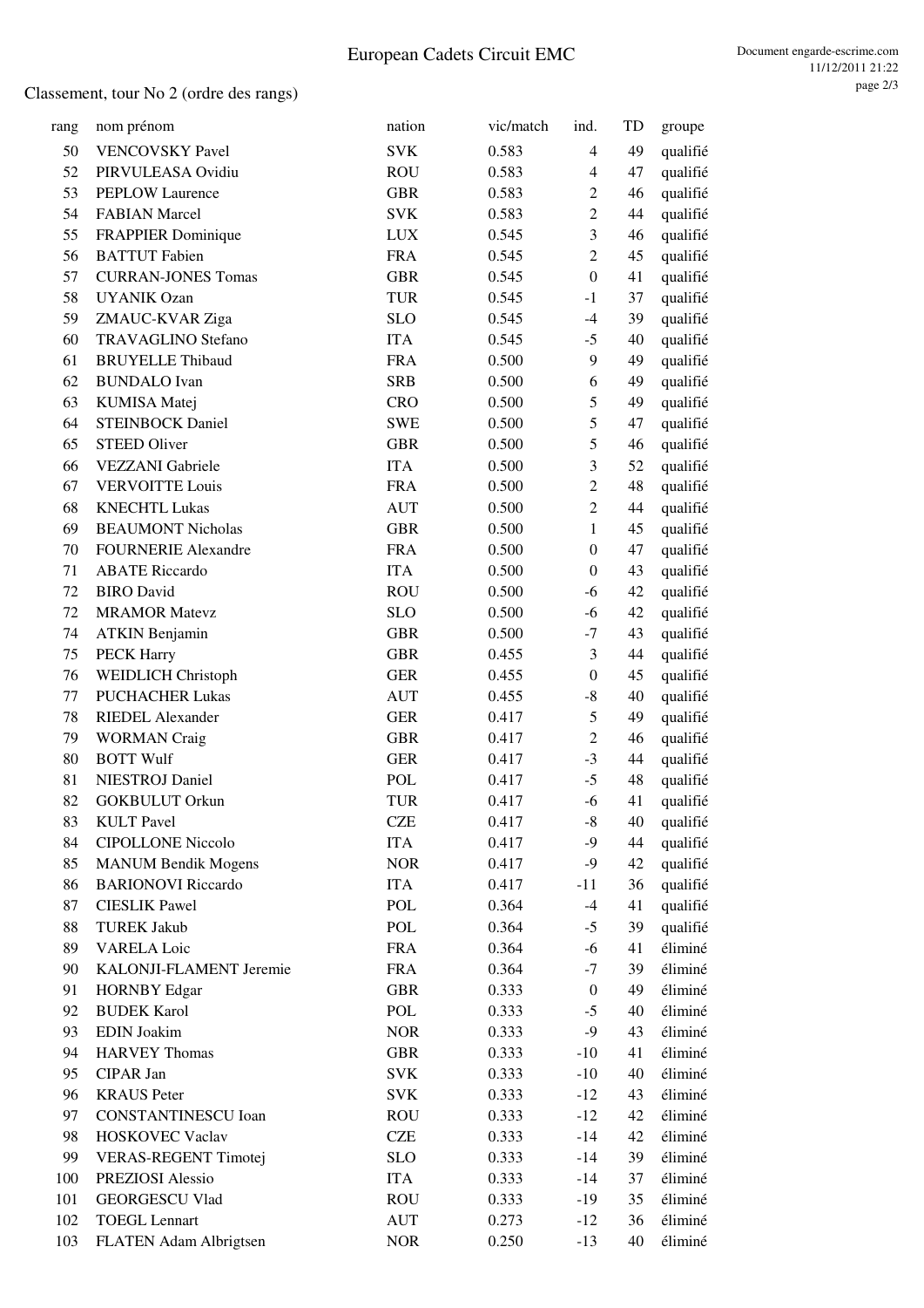# European Cadets Circuit EMC

Classement, tour No 2 (ordre des rangs)

| rang | nom prénom | nation | vic/match | ind. | TD | groupe |
|---|---|---|---|---|---|---|
| 50 | VENCOVSKY Pavel | SVK | 0.583 | 4 | 49 | qualifié |
| 52 | PIRVULEASA Ovidiu | ROU | 0.583 | 4 | 47 | qualifié |
| 53 | PEPLOW Laurence | GBR | 0.583 | 2 | 46 | qualifié |
| 54 | FABIAN Marcel | SVK | 0.583 | 2 | 44 | qualifié |
| 55 | FRAPPIER Dominique | LUX | 0.545 | 3 | 46 | qualifié |
| 56 | BATTUT Fabien | FRA | 0.545 | 2 | 45 | qualifié |
| 57 | CURRAN-JONES Tomas | GBR | 0.545 | 0 | 41 | qualifié |
| 58 | UYANIK Ozan | TUR | 0.545 | -1 | 37 | qualifié |
| 59 | ZMAUC-KVAR Ziga | SLO | 0.545 | -4 | 39 | qualifié |
| 60 | TRAVAGLINO Stefano | ITA | 0.545 | -5 | 40 | qualifié |
| 61 | BRUYELLE Thibaud | FRA | 0.500 | 9 | 49 | qualifié |
| 62 | BUNDALO Ivan | SRB | 0.500 | 6 | 49 | qualifié |
| 63 | KUMISA Matej | CRO | 0.500 | 5 | 49 | qualifié |
| 64 | STEINBOCK Daniel | SWE | 0.500 | 5 | 47 | qualifié |
| 65 | STEED Oliver | GBR | 0.500 | 5 | 46 | qualifié |
| 66 | VEZZANI Gabriele | ITA | 0.500 | 3 | 52 | qualifié |
| 67 | VERVOITTE Louis | FRA | 0.500 | 2 | 48 | qualifié |
| 68 | KNECHTL Lukas | AUT | 0.500 | 2 | 44 | qualifié |
| 69 | BEAUMONT Nicholas | GBR | 0.500 | 1 | 45 | qualifié |
| 70 | FOURNERIE Alexandre | FRA | 0.500 | 0 | 47 | qualifié |
| 71 | ABATE Riccardo | ITA | 0.500 | 0 | 43 | qualifié |
| 72 | BIRO David | ROU | 0.500 | -6 | 42 | qualifié |
| 72 | MRAMOR Matevz | SLO | 0.500 | -6 | 42 | qualifié |
| 74 | ATKIN Benjamin | GBR | 0.500 | -7 | 43 | qualifié |
| 75 | PECK Harry | GBR | 0.455 | 3 | 44 | qualifié |
| 76 | WEIDLICH Christoph | GER | 0.455 | 0 | 45 | qualifié |
| 77 | PUCHACHER Lukas | AUT | 0.455 | -8 | 40 | qualifié |
| 78 | RIEDEL Alexander | GER | 0.417 | 5 | 49 | qualifié |
| 79 | WORMAN Craig | GBR | 0.417 | 2 | 46 | qualifié |
| 80 | BOTT Wulf | GER | 0.417 | -3 | 44 | qualifié |
| 81 | NIESTROJ Daniel | POL | 0.417 | -5 | 48 | qualifié |
| 82 | GOKBULUT Orkun | TUR | 0.417 | -6 | 41 | qualifié |
| 83 | KULT Pavel | CZE | 0.417 | -8 | 40 | qualifié |
| 84 | CIPOLLONE Niccolo | ITA | 0.417 | -9 | 44 | qualifié |
| 85 | MANUM Bendik Mogens | NOR | 0.417 | -9 | 42 | qualifié |
| 86 | BARIONOVI Riccardo | ITA | 0.417 | -11 | 36 | qualifié |
| 87 | CIESLIK Pawel | POL | 0.364 | -4 | 41 | qualifié |
| 88 | TUREK Jakub | POL | 0.364 | -5 | 39 | qualifié |
| 89 | VARELA Loic | FRA | 0.364 | -6 | 41 | éliminé |
| 90 | KALONJI-FLAMENT Jeremie | FRA | 0.364 | -7 | 39 | éliminé |
| 91 | HORNBY Edgar | GBR | 0.333 | 0 | 49 | éliminé |
| 92 | BUDEK Karol | POL | 0.333 | -5 | 40 | éliminé |
| 93 | EDIN Joakim | NOR | 0.333 | -9 | 43 | éliminé |
| 94 | HARVEY Thomas | GBR | 0.333 | -10 | 41 | éliminé |
| 95 | CIPAR Jan | SVK | 0.333 | -10 | 40 | éliminé |
| 96 | KRAUS Peter | SVK | 0.333 | -12 | 43 | éliminé |
| 97 | CONSTANTINESCU Ioan | ROU | 0.333 | -12 | 42 | éliminé |
| 98 | HOSKOVEC Vaclav | CZE | 0.333 | -14 | 42 | éliminé |
| 99 | VERAS-REGENT Timotej | SLO | 0.333 | -14 | 39 | éliminé |
| 100 | PREZIOSI Alessio | ITA | 0.333 | -14 | 37 | éliminé |
| 101 | GEORGESCU Vlad | ROU | 0.333 | -19 | 35 | éliminé |
| 102 | TOEGL Lennart | AUT | 0.273 | -12 | 36 | éliminé |
| 103 | FLATEN Adam Albrigtsen | NOR | 0.250 | -13 | 40 | éliminé |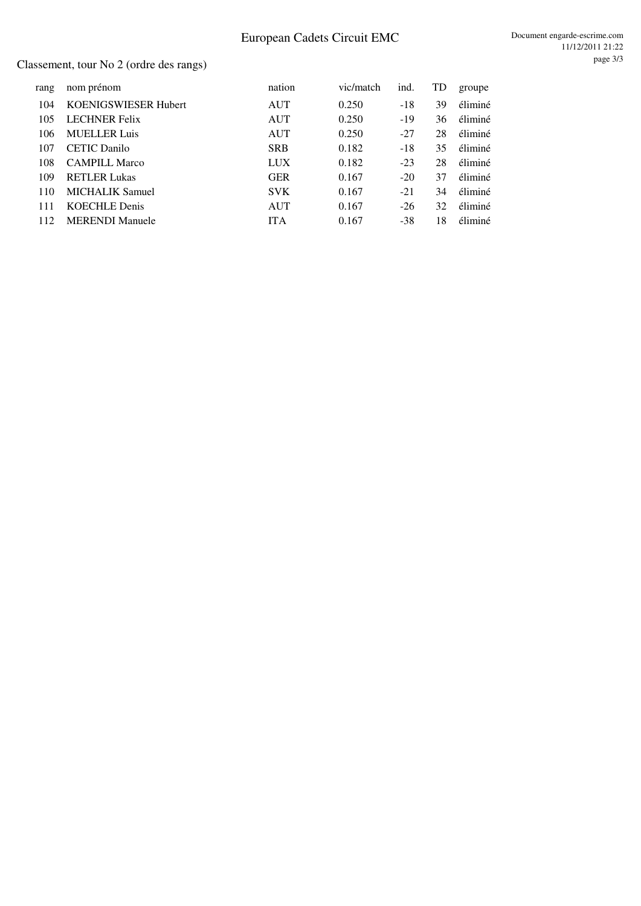# European Cadets Circuit EMC

## Classement, tour No 2 (ordre des rangs)

| rang | nom prénom | nation | vic/match | ind. | TD | groupe |
|---|---|---|---|---|---|---|
| 104 | KOENIGSWIESER Hubert | AUT | 0.250 | -18 | 39 | éliminé |
| 105 | LECHNER Felix | AUT | 0.250 | -19 | 36 | éliminé |
| 106 | MUELLER Luis | AUT | 0.250 | -27 | 28 | éliminé |
| 107 | CETIC Danilo | SRB | 0.182 | -18 | 35 | éliminé |
| 108 | CAMPILL Marco | LUX | 0.182 | -23 | 28 | éliminé |
| 109 | RETLER Lukas | GER | 0.167 | -20 | 37 | éliminé |
| 110 | MICHALIK Samuel | SVK | 0.167 | -21 | 34 | éliminé |
| 111 | KOECHLE Denis | AUT | 0.167 | -26 | 32 | éliminé |
| 112 | MERENDI Manuele | ITA | 0.167 | -38 | 18 | éliminé |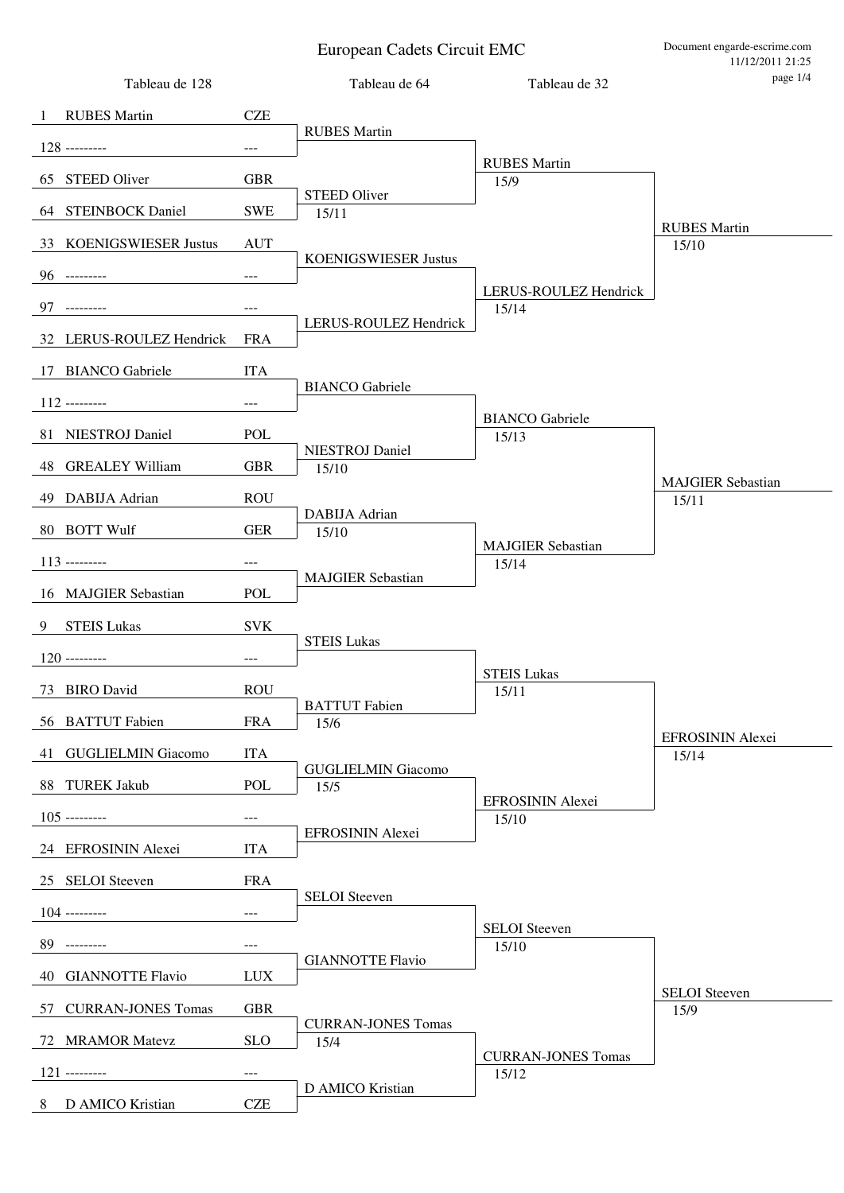# European Cadets Circuit EMC

Document engarde-escrime.com
11/12/2011 21:25

| Tableau de 128 | | Tableau de 64 | Tableau de 32 | |
|---|---|---|---|---|
| 1 RUBES Martin | CZE | RUBES Martin | RUBES Martin 15/9 | RUBES Martin 15/10 |
| 128 --------- | --- | | | |
| 65 STEED Oliver | GBR | STEED Oliver 15/11 | | |
| 64 STEINBOCK Daniel | SWE | | | |
| 33 KOENIGSWIESER Justus | AUT | KOENIGSWIESER Justus | LERUS-ROULEZ Hendrick 15/14 | |
| 96 --------- | --- | | | |
| 97 --------- | --- | LERUS-ROULEZ Hendrick | | |
| 32 LERUS-ROULEZ Hendrick | FRA | | | |
| 17 BIANCO Gabriele | ITA | BIANCO Gabriele | BIANCO Gabriele 15/13 | MAJGIER Sebastian 15/11 |
| 112 --------- | --- | | | |
| 81 NIESTROJ Daniel | POL | NIESTROJ Daniel 15/10 | | |
| 48 GREALEY William | GBR | | | |
| 49 DABIJA Adrian | ROU | DABIJA Adrian 15/10 | MAJGIER Sebastian 15/14 | |
| 80 BOTT Wulf | GER | | | |
| 113 --------- | --- | MAJGIER Sebastian | | |
| 16 MAJGIER Sebastian | POL | | | |
| 9 STEIS Lukas | SVK | STEIS Lukas | STEIS Lukas 15/11 | EFROSININ Alexei 15/14 |
| 120 --------- | --- | | | |
| 73 BIRO David | ROU | BATTUT Fabien 15/6 | | |
| 56 BATTUT Fabien | FRA | | | |
| 41 GUGLIELMIN Giacomo | ITA | GUGLIELMIN Giacomo 15/5 | EFROSININ Alexei 15/10 | |
| 88 TUREK Jakub | POL | | | |
| 105 --------- | --- | EFROSININ Alexei | | |
| 24 EFROSININ Alexei | ITA | | | |
| 25 SELOI Steeven | FRA | SELOI Steeven | SELOI Steeven 15/10 | SELOI Steeven 15/9 |
| 104 --------- | --- | | | |
| 89 --------- | --- | GIANNOTTE Flavio | | |
| 40 GIANNOTTE Flavio | LUX | | | |
| 57 CURRAN-JONES Tomas | GBR | CURRAN-JONES Tomas 15/4 | CURRAN-JONES Tomas 15/12 | |
| 72 MRAMOR Matevz | SLO | | | |
| 121 --------- | --- | D AMICO Kristian | | |
| 8 D AMICO Kristian | CZE | | | |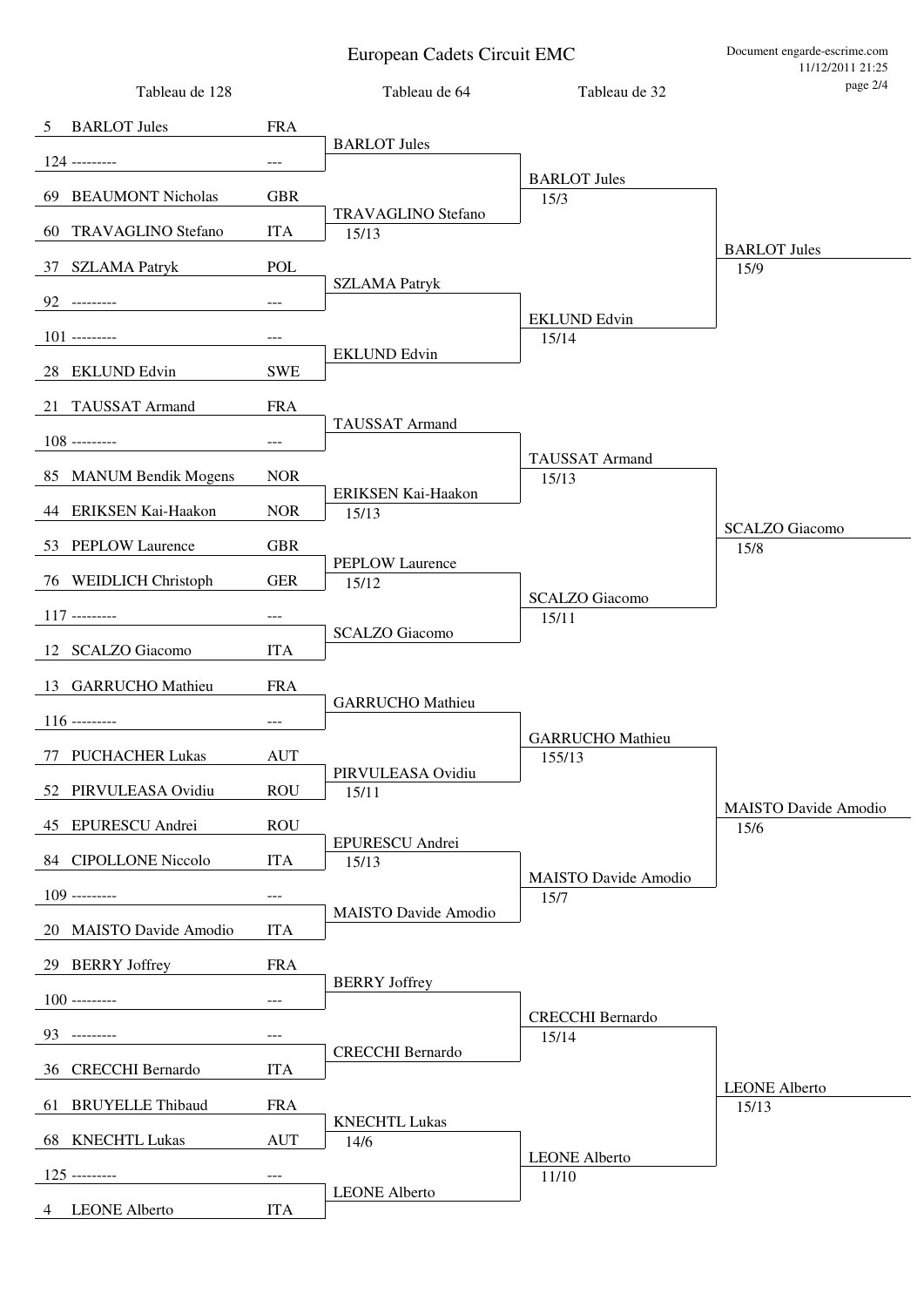# European Cadets Circuit EMC

Document engarde-escrime.com
11/12/2011 21:25

| Tableau de 128 | | Tableau de 64 | Tableau de 32 | |
|---|---|---|---|---|
| 5 BARLOT Jules | FRA | BARLOT Jules | BARLOT Jules 15/3 | BARLOT Jules 15/9 |
| 124 --------- | --- | | | |
| 69 BEAUMONT Nicholas | GBR | TRAVAGLINO Stefano 15/13 | | |
| 60 TRAVAGLINO Stefano | ITA | | | |
| 37 SZLAMA Patryk | POL | SZLAMA Patryk | EKLUND Edvin 15/14 | |
| 92 --------- | --- | | | |
| 101 --------- | --- | EKLUND Edvin | | |
| 28 EKLUND Edvin | SWE | | | |
| 21 TAUSSAT Armand | FRA | TAUSSAT Armand | TAUSSAT Armand 15/13 | SCALZO Giacomo 15/8 |
| 108 --------- | --- | | | |
| 85 MANUM Bendik Mogens | NOR | ERIKSEN Kai-Haakon 15/13 | | |
| 44 ERIKSEN Kai-Haakon | NOR | | | |
| 53 PEPLOW Laurence | GBR | PEPLOW Laurence 15/12 | SCALZO Giacomo 15/11 | |
| 76 WEIDLICH Christoph | GER | | | |
| 117 --------- | --- | SCALZO Giacomo | | |
| 12 SCALZO Giacomo | ITA | | | |
| 13 GARRUCHO Mathieu | FRA | GARRUCHO Mathieu | GARRUCHO Mathieu 155/13 | MAISTO Davide Amodio 15/6 |
| 116 --------- | --- | | | |
| 77 PUCHACHER Lukas | AUT | PIRVULEASA Ovidiu 15/11 | | |
| 52 PIRVULEASA Ovidiu | ROU | | | |
| 45 EPURESCU Andrei | ROU | EPURESCU Andrei 15/13 | MAISTO Davide Amodio 15/7 | |
| 84 CIPOLLONE Niccolo | ITA | | | |
| 109 --------- | --- | MAISTO Davide Amodio | | |
| 20 MAISTO Davide Amodio | ITA | | | |
| 29 BERRY Joffrey | FRA | BERRY Joffrey | CRECCHI Bernardo 15/14 | LEONE Alberto 15/13 |
| 100 --------- | --- | | | |
| 93 --------- | --- | CRECCHI Bernardo | | |
| 36 CRECCHI Bernardo | ITA | | | |
| 61 BRUYELLE Thibaud | FRA | KNECHTL Lukas 14/6 | LEONE Alberto 11/10 | |
| 68 KNECHTL Lukas | AUT | | | |
| 125 --------- | --- | LEONE Alberto | | |
| 4 LEONE Alberto | ITA | | | |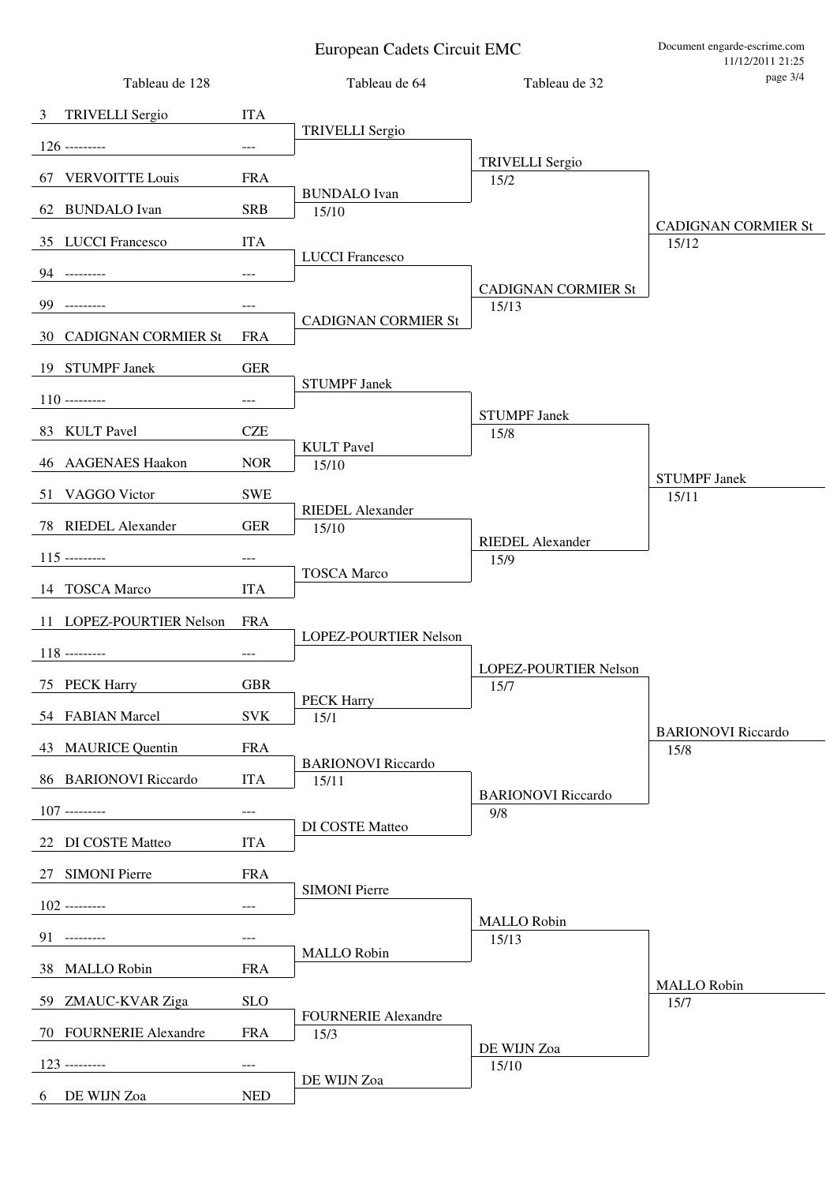# European Cadets Circuit EMC

| Tableau de 128 | | Tableau de 64 | Tableau de 32 | |
|---|---|---|---|---|
| 3 TRIVELLI Sergio | ITA | TRIVELLI Sergio | TRIVELLI Sergio 15/2 | CADIGNAN CORMIER St 15/12 |
| 126 --------- | --- | | | |
| 67 VERVOITTE Louis | FRA | BUNDALO Ivan 15/10 | | |
| 62 BUNDALO Ivan | SRB | | | |
| 35 LUCCI Francesco | ITA | LUCCI Francesco | CADIGNAN CORMIER St 15/13 | |
| 94 --------- | --- | | | |
| 99 --------- | --- | CADIGNAN CORMIER St | | |
| 30 CADIGNAN CORMIER St | FRA | | | |
| 19 STUMPF Janek | GER | STUMPF Janek | STUMPF Janek 15/8 | STUMPF Janek 15/11 |
| 110 --------- | --- | | | |
| 83 KULT Pavel | CZE | KULT Pavel 15/10 | | |
| 46 AAGENAES Haakon | NOR | | | |
| 51 VAGGO Victor | SWE | RIEDEL Alexander 15/10 | RIEDEL Alexander 15/9 | |
| 78 RIEDEL Alexander | GER | | | |
| 115 --------- | --- | TOSCA Marco | | |
| 14 TOSCA Marco | ITA | | | |
| 11 LOPEZ-POURTIER Nelson | FRA | LOPEZ-POURTIER Nelson | LOPEZ-POURTIER Nelson 15/7 | BARIONOVI Riccardo 15/8 |
| 118 --------- | --- | | | |
| 75 PECK Harry | GBR | PECK Harry 15/1 | | |
| 54 FABIAN Marcel | SVK | | | |
| 43 MAURICE Quentin | FRA | BARIONOVI Riccardo 15/11 | BARIONOVI Riccardo 9/8 | |
| 86 BARIONOVI Riccardo | ITA | | | |
| 107 --------- | --- | DI COSTE Matteo | | |
| 22 DI COSTE Matteo | ITA | | | |
| 27 SIMONI Pierre | FRA | SIMONI Pierre | MALLO Robin 15/13 | MALLO Robin 15/7 |
| 102 --------- | --- | | | |
| 91 --------- | --- | MALLO Robin | | |
| 38 MALLO Robin | FRA | | | |
| 59 ZMAUC-KVAR Ziga | SLO | FOURNERIE Alexandre 15/3 | DE WIJN Zoa 15/10 | |
| 70 FOURNERIE Alexandre | FRA | | | |
| 123 --------- | --- | DE WIJN Zoa | | |
| 6 DE WIJN Zoa | NED | | | |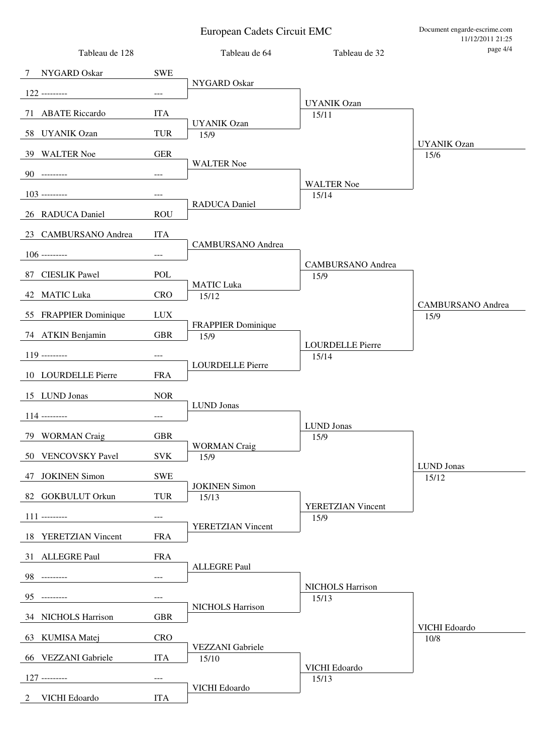# European Cadets Circuit EMC

| Tableau de 128 | | Tableau de 64 | Tableau de 32 | |
|---|---|---|---|---|
| 7 NYGARD Oskar | SWE | NYGARD Oskar | | |
| 122 --------- | --- | | UYANIK Ozan 15/11 | |
| 71 ABATE Riccardo | ITA | UYANIK Ozan 15/9 | | |
| 58 UYANIK Ozan | TUR | | | UYANIK Ozan 15/6 |
| 39 WALTER Noe | GER | WALTER Noe | | |
| 90 --------- | --- | | WALTER Noe 15/14 | |
| 103 --------- | --- | RADUCA Daniel | | |
| 26 RADUCA Daniel | ROU | | | |
| 23 CAMBURSANO Andrea | ITA | CAMBURSANO Andrea | | |
| 106 --------- | --- | | CAMBURSANO Andrea 15/9 | |
| 87 CIESLIK Pawel | POL | MATIC Luka 15/12 | | |
| 42 MATIC Luka | CRO | | | CAMBURSANO Andrea 15/9 |
| 55 FRAPPIER Dominique | LUX | FRAPPIER Dominique 15/9 | | |
| 74 ATKIN Benjamin | GBR | | LOURDELLE Pierre 15/14 | |
| 119 --------- | --- | LOURDELLE Pierre | | |
| 10 LOURDELLE Pierre | FRA | | | |
| 15 LUND Jonas | NOR | LUND Jonas | | |
| 114 --------- | --- | | LUND Jonas 15/9 | |
| 79 WORMAN Craig | GBR | WORMAN Craig 15/9 | | |
| 50 VENCOVSKY Pavel | SVK | | | LUND Jonas 15/12 |
| 47 JOKINEN Simon | SWE | JOKINEN Simon 15/13 | | |
| 82 GOKBULUT Orkun | TUR | | YERETZIAN Vincent 15/9 | |
| 111 --------- | --- | YERETZIAN Vincent | | |
| 18 YERETZIAN Vincent | FRA | | | |
| 31 ALLEGRE Paul | FRA | ALLEGRE Paul | | |
| 98 --------- | --- | | NICHOLS Harrison 15/13 | |
| 95 --------- | --- | NICHOLS Harrison | | |
| 34 NICHOLS Harrison | GBR | | | VICHI Edoardo 10/8 |
| 63 KUMISA Matej | CRO | VEZZANI Gabriele 15/10 | | |
| 66 VEZZANI Gabriele | ITA | | VICHI Edoardo 15/13 | |
| 127 --------- | --- | VICHI Edoardo | | |
| 2 VICHI Edoardo | ITA | | | |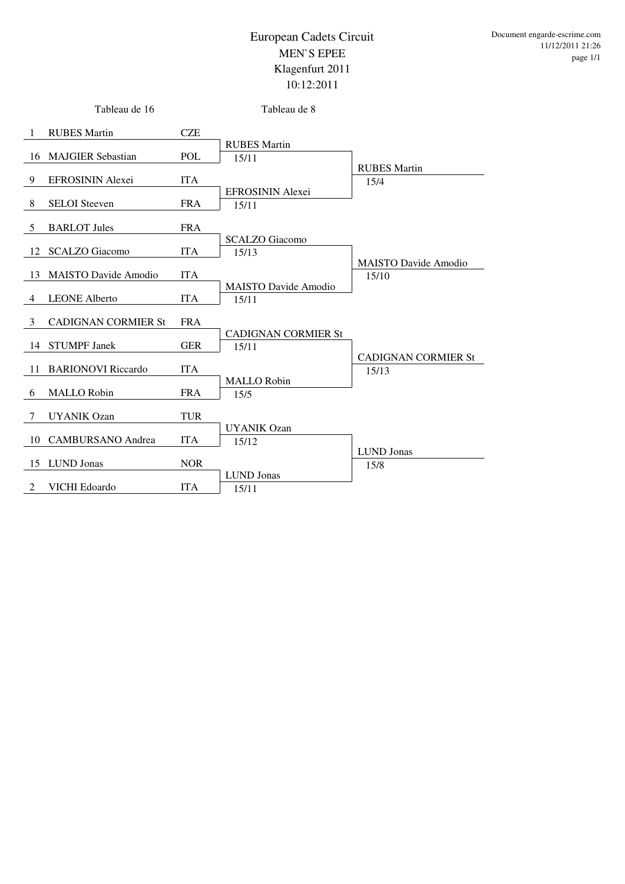# European Cadets Circuit
## MEN`S EPEE
### Klagenfurt 2011
### 10:12:2011

| Tableau de 16 | | | Tableau de 8 | |
|---|---|---|---|---|
| 1 | RUBES Martin | CZE | RUBES Martin 15/11 | RUBES Martin 15/4 |
| 16 | MAJGIER Sebastian | POL | | |
| 9 | EFROSININ Alexei | ITA | EFROSININ Alexei 15/11 | |
| 8 | SELOI Steeven | FRA | | |
| 5 | BARLOT Jules | FRA | SCALZO Giacomo 15/13 | MAISTO Davide Amodio 15/10 |
| 12 | SCALZO Giacomo | ITA | | |
| 13 | MAISTO Davide Amodio | ITA | MAISTO Davide Amodio 15/11 | |
| 4 | LEONE Alberto | ITA | | |
| 3 | CADIGNAN CORMIER St | FRA | CADIGNAN CORMIER St 15/11 | CADIGNAN CORMIER St 15/13 |
| 14 | STUMPF Janek | GER | | |
| 11 | BARIONOVI Riccardo | ITA | MALLO Robin 15/5 | |
| 6 | MALLO Robin | FRA | | |
| 7 | UYANIK Ozan | TUR | UYANIK Ozan 15/12 | LUND Jonas 15/8 |
| 10 | CAMBURSANO Andrea | ITA | | |
| 15 | LUND Jonas | NOR | LUND Jonas 15/11 | |
| 2 | VICHI Edoardo | ITA | | |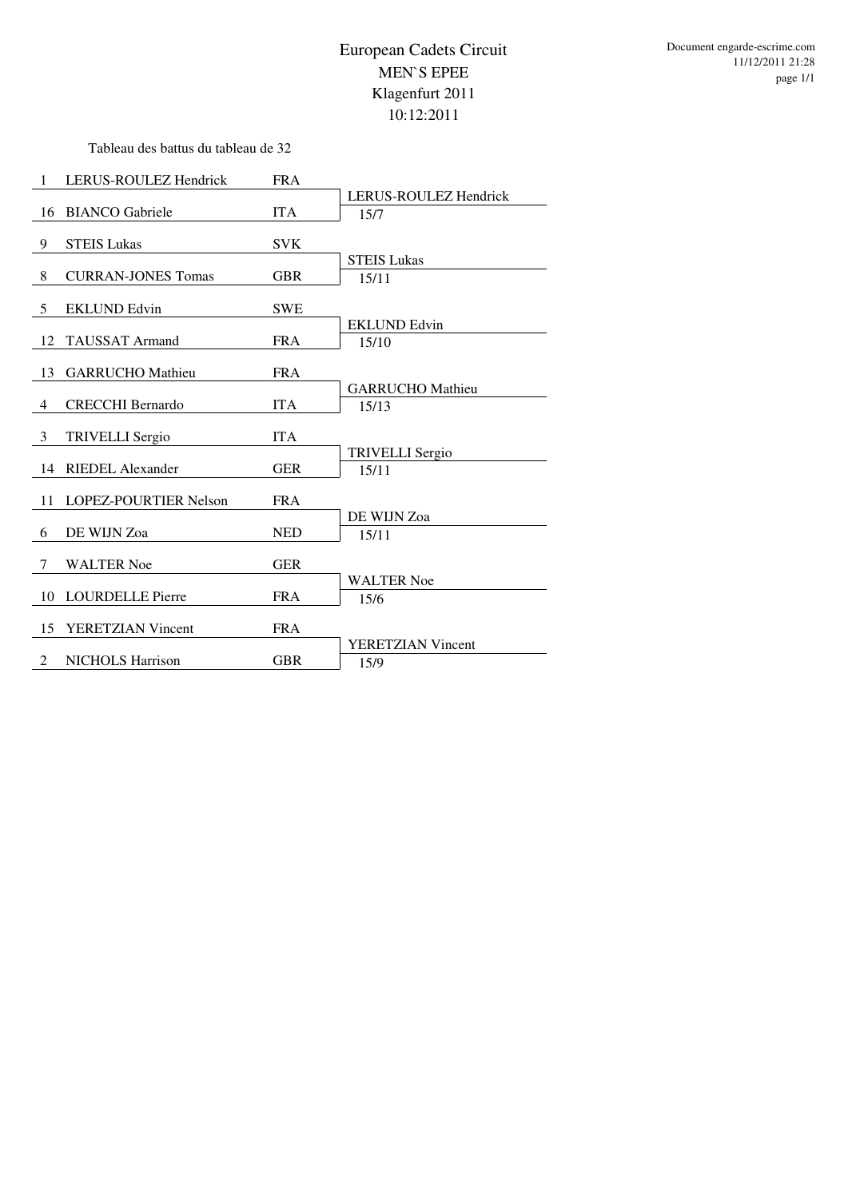European Cadets Circuit
MEN`S EPEE
Klagenfurt 2011
10:12:2011

Tableau des battus du tableau de 32

| | | | |
|---|---|---|---|
| 1 | LERUS-ROULEZ Hendrick | FRA | LERUS-ROULEZ Hendrick |
| 16 | BIANCO Gabriele | ITA | 15/7 |
| 9 | STEIS Lukas | SVK | STEIS Lukas |
| 8 | CURRAN-JONES Tomas | GBR | 15/11 |
| 5 | EKLUND Edvin | SWE | EKLUND Edvin |
| 12 | TAUSSAT Armand | FRA | 15/10 |
| 13 | GARRUCHO Mathieu | FRA | GARRUCHO Mathieu |
| 4 | CRECCHI Bernardo | ITA | 15/13 |
| 3 | TRIVELLI Sergio | ITA | TRIVELLI Sergio |
| 14 | RIEDEL Alexander | GER | 15/11 |
| 11 | LOPEZ-POURTIER Nelson | FRA | DE WIJN Zoa |
| 6 | DE WIJN Zoa | NED | 15/11 |
| 7 | WALTER Noe | GER | WALTER Noe |
| 10 | LOURDELLE Pierre | FRA | 15/6 |
| 15 | YERETZIAN Vincent | FRA | YERETZIAN Vincent |
| 2 | NICHOLS Harrison | GBR | 15/9 |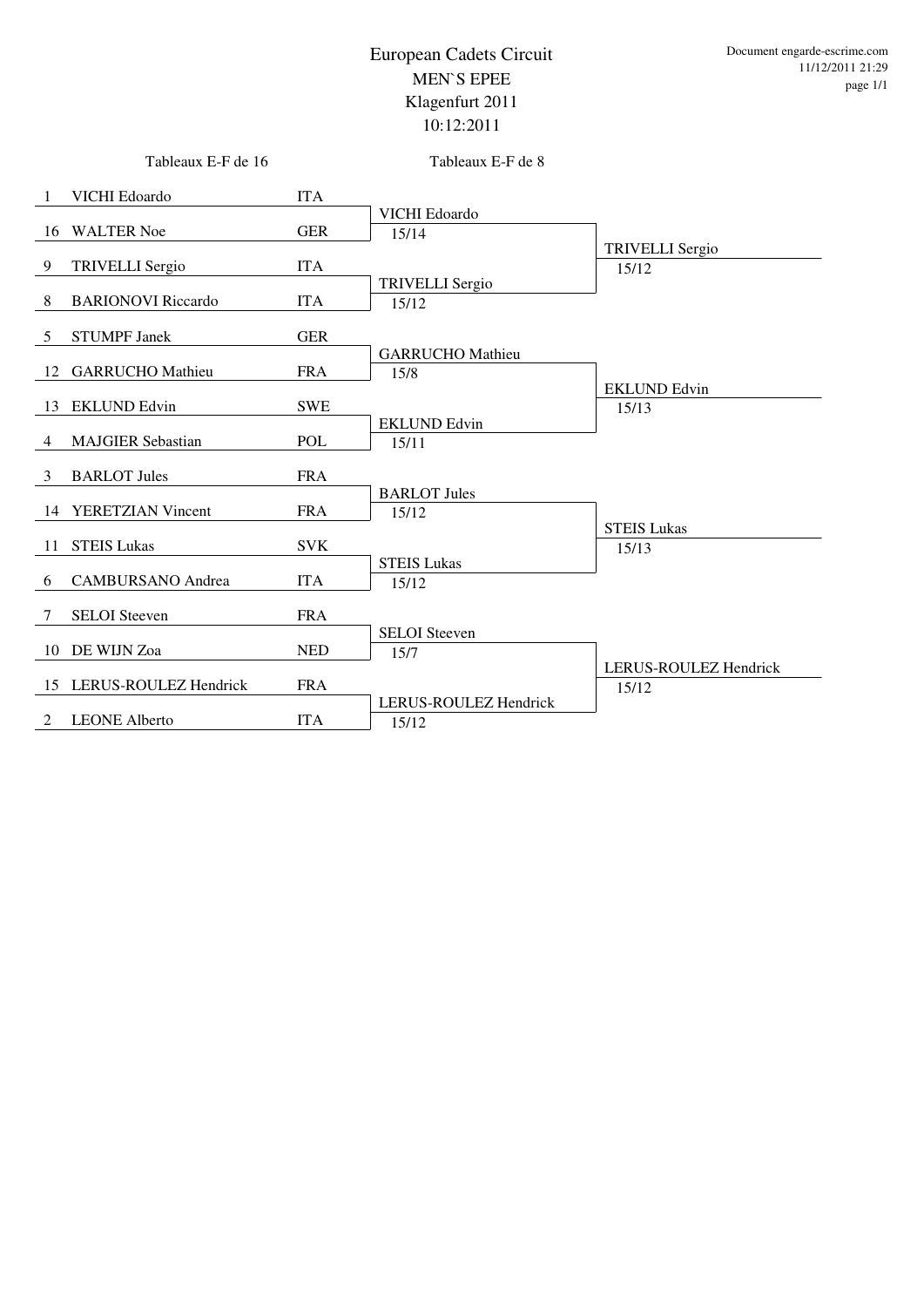# European Cadets Circuit

## MEN`S EPEE

### Klagenfurt 2011

10:12:2011

Document engarde-escrime.com
11/12/2011 21:29

| Tableaux E-F de 16 | | | Tableaux E-F de 8 | |
|---|---|---|---|---|
| 1 | VICHI Edoardo | ITA | VICHI Edoardo 15/14 | TRIVELLI Sergio 15/12 |
| 16 | WALTER Noe | GER | | |
| 9 | TRIVELLI Sergio | ITA | TRIVELLI Sergio 15/12 | |
| 8 | BARIONOVI Riccardo | ITA | | |
| 5 | STUMPF Janek | GER | GARRUCHO Mathieu 15/8 | EKLUND Edvin 15/13 |
| 12 | GARRUCHO Mathieu | FRA | | |
| 13 | EKLUND Edvin | SWE | EKLUND Edvin 15/11 | |
| 4 | MAJGIER Sebastian | POL | | |
| 3 | BARLOT Jules | FRA | BARLOT Jules 15/12 | STEIS Lukas 15/13 |
| 14 | YERETZIAN Vincent | FRA | | |
| 11 | STEIS Lukas | SVK | STEIS Lukas 15/12 | |
| 6 | CAMBURSANO Andrea | ITA | | |
| 7 | SELOI Steeven | FRA | SELOI Steeven 15/7 | LERUS-ROULEZ Hendrick 15/12 |
| 10 | DE WIJN Zoa | NED | | |
| 15 | LERUS-ROULEZ Hendrick | FRA | LERUS-ROULEZ Hendrick 15/12 | |
| 2 | LEONE Alberto | ITA | | |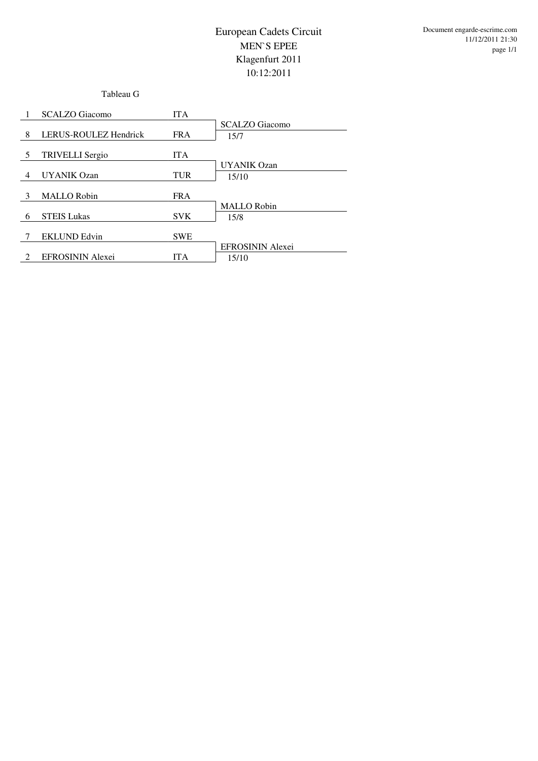European Cadets Circuit
MEN`S EPEE
Klagenfurt 2011
10:12:2011

Tableau G

| | | | |
|---|---|---|---|
| 1 | SCALZO Giacomo | ITA | SCALZO Giacomo |
| 8 | LERUS-ROULEZ Hendrick | FRA | 15/7 |
| 5 | TRIVELLI Sergio | ITA | UYANIK Ozan |
| 4 | UYANIK Ozan | TUR | 15/10 |
| 3 | MALLO Robin | FRA | MALLO Robin |
| 6 | STEIS Lukas | SVK | 15/8 |
| 7 | EKLUND Edvin | SWE | EFROSININ Alexei |
| 2 | EFROSININ Alexei | ITA | 15/10 |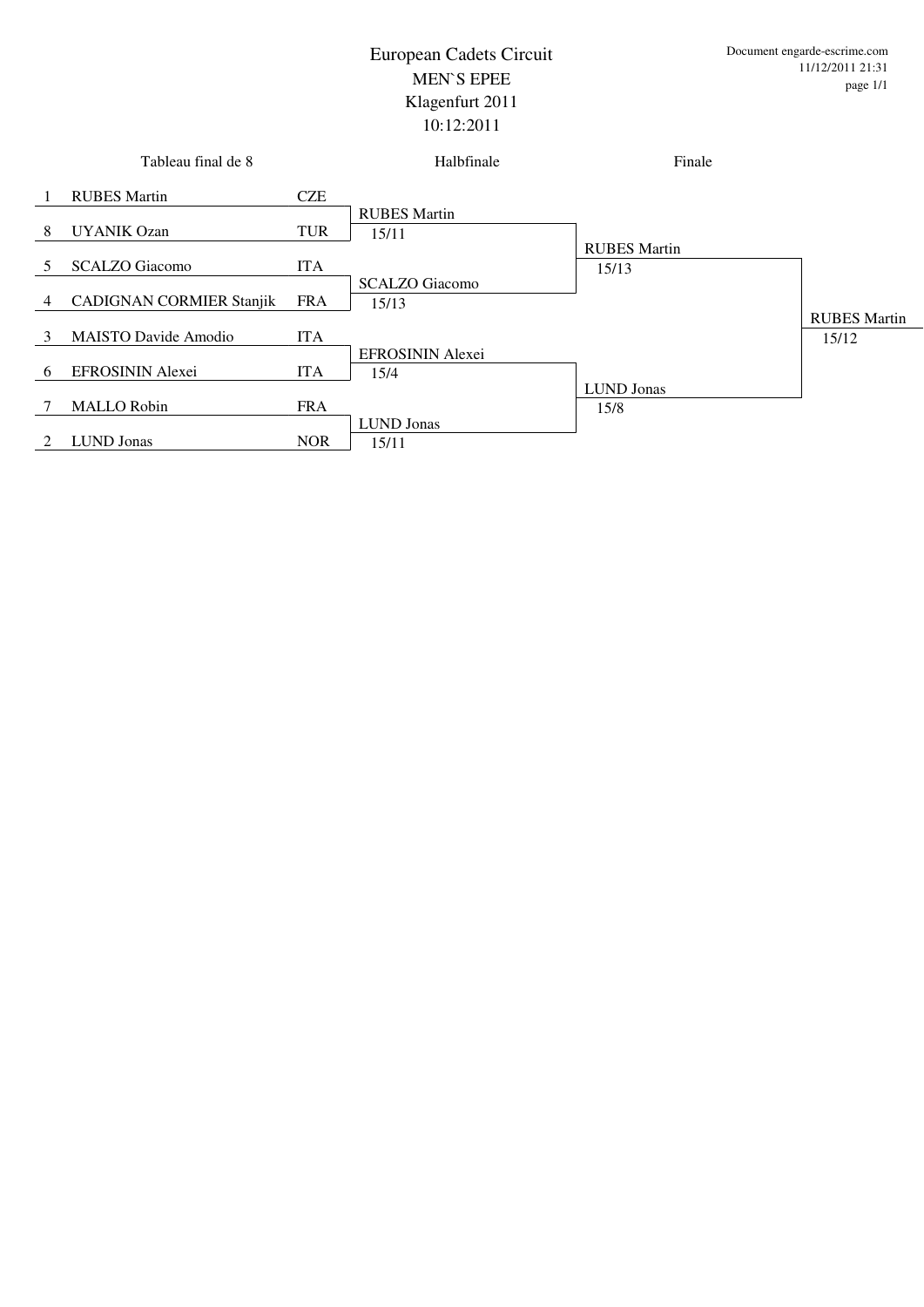# European Cadets Circuit

## MEN`S EPEE

### Klagenfurt 2011

### 10:12:2011

Document engarde-escrime.com
11/12/2011 21:31

| Tableau final de 8 | | | Halbfinale | Finale | |
|---|---|---|---|---|---|
| 1 | RUBES Martin | CZE | RUBES Martin 15/11 | RUBES Martin 15/13 | RUBES Martin 15/12 |
| 8 | UYANIK Ozan | TUR | | | |
| 5 | SCALZO Giacomo | ITA | SCALZO Giacomo 15/13 | | |
| 4 | CADIGNAN CORMIER Stanjik | FRA | | | |
| 3 | MAISTO Davide Amodio | ITA | EFROSININ Alexei 15/4 | LUND Jonas 15/8 | |
| 6 | EFROSININ Alexei | ITA | | | |
| 7 | MALLO Robin | FRA | LUND Jonas 15/11 | | |
| 2 | LUND Jonas | NOR | | | |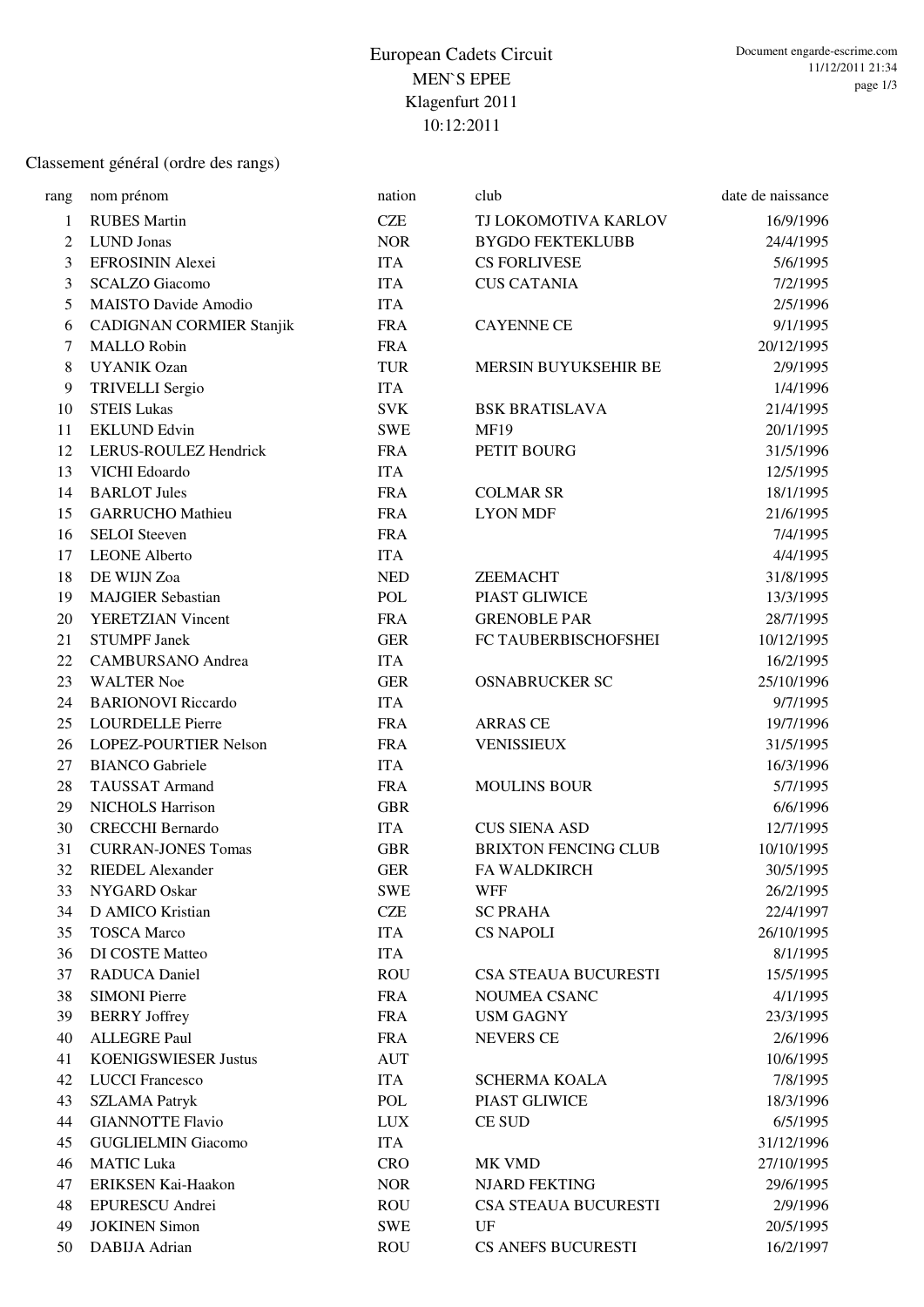European Cadets Circuit
MEN`S EPEE
Klagenfurt 2011
10:12:2011

Document engarde-escrime.com
11/12/2011 21:34

Classement général (ordre des rangs)

| rang | nom prénom | nation | club | date de naissance |
|---|---|---|---|---|
| 1 | RUBES Martin | CZE | TJ LOKOMOTIVA KARLOV | 16/9/1996 |
| 2 | LUND Jonas | NOR | BYGDO FEKTEKLUBB | 24/4/1995 |
| 3 | EFROSININ Alexei | ITA | CS FORLIVESE | 5/6/1995 |
| 3 | SCALZO Giacomo | ITA | CUS CATANIA | 7/2/1995 |
| 5 | MAISTO Davide Amodio | ITA | | 2/5/1996 |
| 6 | CADIGNAN CORMIER Stanjik | FRA | CAYENNE CE | 9/1/1995 |
| 7 | MALLO Robin | FRA | | 20/12/1995 |
| 8 | UYANIK Ozan | TUR | MERSIN BUYUKSEHIR BE | 2/9/1995 |
| 9 | TRIVELLI Sergio | ITA | | 1/4/1996 |
| 10 | STEIS Lukas | SVK | BSK BRATISLAVA | 21/4/1995 |
| 11 | EKLUND Edvin | SWE | MF19 | 20/1/1995 |
| 12 | LERUS-ROULEZ Hendrick | FRA | PETIT BOURG | 31/5/1996 |
| 13 | VICHI Edoardo | ITA | | 12/5/1995 |
| 14 | BARLOT Jules | FRA | COLMAR SR | 18/1/1995 |
| 15 | GARRUCHO Mathieu | FRA | LYON MDF | 21/6/1995 |
| 16 | SELOI Steeven | FRA | | 7/4/1995 |
| 17 | LEONE Alberto | ITA | | 4/4/1995 |
| 18 | DE WIJN Zoa | NED | ZEEMACHT | 31/8/1995 |
| 19 | MAJGIER Sebastian | POL | PIAST GLIWICE | 13/3/1995 |
| 20 | YERETZIAN Vincent | FRA | GRENOBLE PAR | 28/7/1995 |
| 21 | STUMPF Janek | GER | FC TAUBERBISCHOFSHEI | 10/12/1995 |
| 22 | CAMBURSANO Andrea | ITA | | 16/2/1995 |
| 23 | WALTER Noe | GER | OSNABRUCKER SC | 25/10/1996 |
| 24 | BARIONOVI Riccardo | ITA | | 9/7/1995 |
| 25 | LOURDELLE Pierre | FRA | ARRAS CE | 19/7/1996 |
| 26 | LOPEZ-POURTIER Nelson | FRA | VENISSIEUX | 31/5/1995 |
| 27 | BIANCO Gabriele | ITA | | 16/3/1996 |
| 28 | TAUSSAT Armand | FRA | MOULINS BOUR | 5/7/1995 |
| 29 | NICHOLS Harrison | GBR | | 6/6/1996 |
| 30 | CRECCHI Bernardo | ITA | CUS SIENA ASD | 12/7/1995 |
| 31 | CURRAN-JONES Tomas | GBR | BRIXTON FENCING CLUB | 10/10/1995 |
| 32 | RIEDEL Alexander | GER | FA WALDKIRCH | 30/5/1995 |
| 33 | NYGARD Oskar | SWE | WFF | 26/2/1995 |
| 34 | D AMICO Kristian | CZE | SC PRAHA | 22/4/1997 |
| 35 | TOSCA Marco | ITA | CS NAPOLI | 26/10/1995 |
| 36 | DI COSTE Matteo | ITA | | 8/1/1995 |
| 37 | RADUCA Daniel | ROU | CSA STEAUA BUCURESTI | 15/5/1995 |
| 38 | SIMONI Pierre | FRA | NOUMEA CSANC | 4/1/1995 |
| 39 | BERRY Joffrey | FRA | USM GAGNY | 23/3/1995 |
| 40 | ALLEGRE Paul | FRA | NEVERS CE | 2/6/1996 |
| 41 | KOENIGSWIESER Justus | AUT | | 10/6/1995 |
| 42 | LUCCI Francesco | ITA | SCHERMA KOALA | 7/8/1995 |
| 43 | SZLAMA Patryk | POL | PIAST GLIWICE | 18/3/1996 |
| 44 | GIANNOTTE Flavio | LUX | CE SUD | 6/5/1995 |
| 45 | GUGLIELMIN Giacomo | ITA | | 31/12/1996 |
| 46 | MATIC Luka | CRO | MK VMD | 27/10/1995 |
| 47 | ERIKSEN Kai-Haakon | NOR | NJARD FEKTING | 29/6/1995 |
| 48 | EPURESCU Andrei | ROU | CSA STEAUA BUCURESTI | 2/9/1996 |
| 49 | JOKINEN Simon | SWE | UF | 20/5/1995 |
| 50 | DABIJA Adrian | ROU | CS ANEFS BUCURESTI | 16/2/1997 |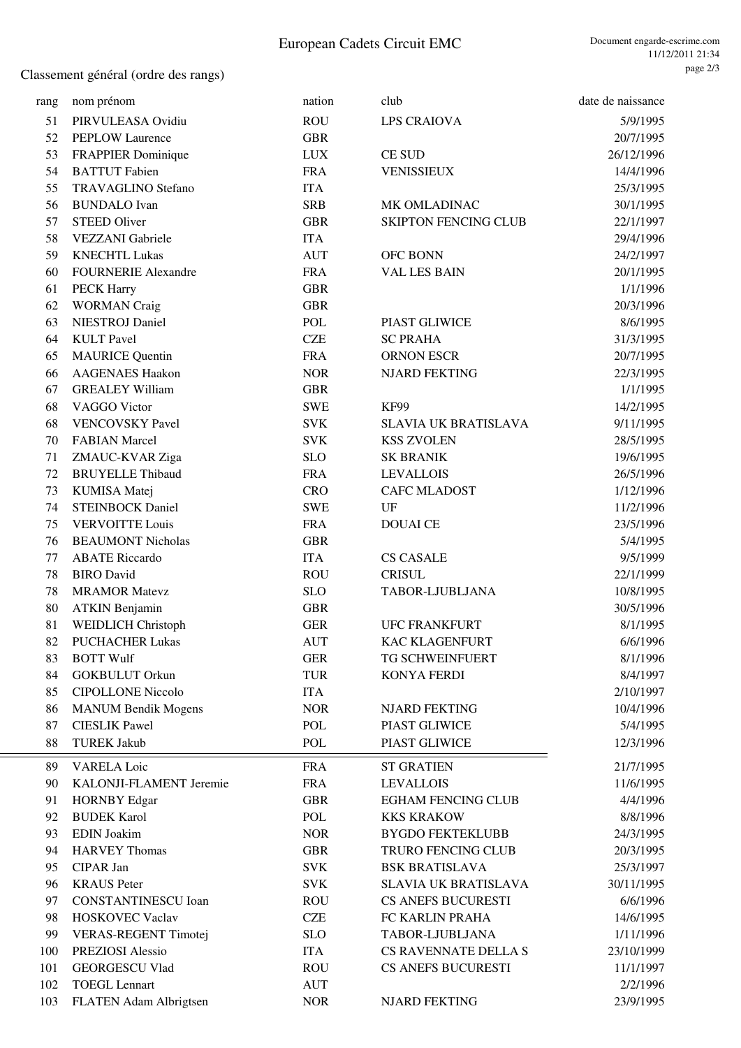# European Cadets Circuit EMC

Classement général (ordre des rangs)

| rang | nom prénom | nation | club | date de naissance |
|---|---|---|---|---|
| 51 | PIRVULEASA Ovidiu | ROU | LPS CRAIOVA | 5/9/1995 |
| 52 | PEPLOW Laurence | GBR | | 20/7/1995 |
| 53 | FRAPPIER Dominique | LUX | CE SUD | 26/12/1996 |
| 54 | BATTUT Fabien | FRA | VENISSIEUX | 14/4/1996 |
| 55 | TRAVAGLINO Stefano | ITA | | 25/3/1995 |
| 56 | BUNDALO Ivan | SRB | MK OMLADINAC | 30/1/1995 |
| 57 | STEED Oliver | GBR | SKIPTON FENCING CLUB | 22/1/1997 |
| 58 | VEZZANI Gabriele | ITA | | 29/4/1996 |
| 59 | KNECHTL Lukas | AUT | OFC BONN | 24/2/1997 |
| 60 | FOURNERIE Alexandre | FRA | VAL LES BAIN | 20/1/1995 |
| 61 | PECK Harry | GBR | | 1/1/1996 |
| 62 | WORMAN Craig | GBR | | 20/3/1996 |
| 63 | NIESTROJ Daniel | POL | PIAST GLIWICE | 8/6/1995 |
| 64 | KULT Pavel | CZE | SC PRAHA | 31/3/1995 |
| 65 | MAURICE Quentin | FRA | ORNON ESCR | 20/7/1995 |
| 66 | AAGENAES Haakon | NOR | NJARD FEKTING | 22/3/1995 |
| 67 | GREALEY William | GBR | | 1/1/1995 |
| 68 | VAGGO Victor | SWE | KF99 | 14/2/1995 |
| 68 | VENCOVSKY Pavel | SVK | SLAVIA UK BRATISLAVA | 9/11/1995 |
| 70 | FABIAN Marcel | SVK | KSS ZVOLEN | 28/5/1995 |
| 71 | ZMAUC-KVAR Ziga | SLO | SK BRANIK | 19/6/1995 |
| 72 | BRUYELLE Thibaud | FRA | LEVALLOIS | 26/5/1996 |
| 73 | KUMISA Matej | CRO | CAFC MLADOST | 1/12/1996 |
| 74 | STEINBOCK Daniel | SWE | UF | 11/2/1996 |
| 75 | VERVOITTE Louis | FRA | DOUAI CE | 23/5/1996 |
| 76 | BEAUMONT Nicholas | GBR | | 5/4/1995 |
| 77 | ABATE Riccardo | ITA | CS CASALE | 9/5/1999 |
| 78 | BIRO David | ROU | CRISUL | 22/1/1999 |
| 78 | MRAMOR Matevz | SLO | TABOR-LJUBLJANA | 10/8/1995 |
| 80 | ATKIN Benjamin | GBR | | 30/5/1996 |
| 81 | WEIDLICH Christoph | GER | UFC FRANKFURT | 8/1/1995 |
| 82 | PUCHACHER Lukas | AUT | KAC KLAGENFURT | 6/6/1996 |
| 83 | BOTT Wulf | GER | TG SCHWEINFUERT | 8/1/1996 |
| 84 | GOKBULUT Orkun | TUR | KONYA FERDI | 8/4/1997 |
| 85 | CIPOLLONE Niccolo | ITA | | 2/10/1997 |
| 86 | MANUM Bendik Mogens | NOR | NJARD FEKTING | 10/4/1996 |
| 87 | CIESLIK Pawel | POL | PIAST GLIWICE | 5/4/1995 |
| 88 | TUREK Jakub | POL | PIAST GLIWICE | 12/3/1996 |
| 89 | VARELA Loic | FRA | ST GRATIEN | 21/7/1995 |
| 90 | KALONJI-FLAMENT Jeremie | FRA | LEVALLOIS | 11/6/1995 |
| 91 | HORNBY Edgar | GBR | EGHAM FENCING CLUB | 4/4/1996 |
| 92 | BUDEK Karol | POL | KKS KRAKOW | 8/8/1996 |
| 93 | EDIN Joakim | NOR | BYGDO FEKTEKLUBB | 24/3/1995 |
| 94 | HARVEY Thomas | GBR | TRURO FENCING CLUB | 20/3/1995 |
| 95 | CIPAR Jan | SVK | BSK BRATISLAVA | 25/3/1997 |
| 96 | KRAUS Peter | SVK | SLAVIA UK BRATISLAVA | 30/11/1995 |
| 97 | CONSTANTINESCU Ioan | ROU | CS ANEFS BUCURESTI | 6/6/1996 |
| 98 | HOSKOVEC Vaclav | CZE | FC KARLIN PRAHA | 14/6/1995 |
| 99 | VERAS-REGENT Timotej | SLO | TABOR-LJUBLJANA | 1/11/1996 |
| 100 | PREZIOSI Alessio | ITA | CS RAVENNATE DELLA S | 23/10/1999 |
| 101 | GEORGESCU Vlad | ROU | CS ANEFS BUCURESTI | 11/1/1997 |
| 102 | TOEGL Lennart | AUT | | 2/2/1996 |
| 103 | FLATEN Adam Albrigtsen | NOR | NJARD FEKTING | 23/9/1995 |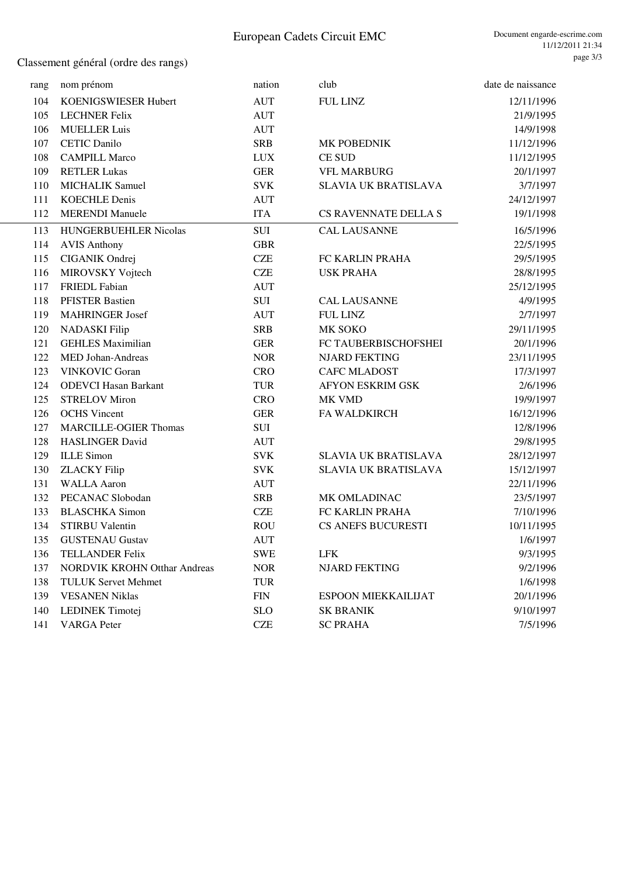# European Cadets Circuit EMC

Classement général (ordre des rangs)

| rang | nom prénom | nation | club | date de naissance |
|---|---|---|---|---|
| 104 | KOENIGSWIESER Hubert | AUT | FUL LINZ | 12/11/1996 |
| 105 | LECHNER Felix | AUT | | 21/9/1995 |
| 106 | MUELLER Luis | AUT | | 14/9/1998 |
| 107 | CETIC Danilo | SRB | MK POBEDNIK | 11/12/1996 |
| 108 | CAMPILL Marco | LUX | CE SUD | 11/12/1995 |
| 109 | RETLER Lukas | GER | VFL MARBURG | 20/1/1997 |
| 110 | MICHALIK Samuel | SVK | SLAVIA UK BRATISLAVA | 3/7/1997 |
| 111 | KOECHLE Denis | AUT | | 24/12/1997 |
| 112 | MERENDI Manuele | ITA | CS RAVENNATE DELLA S | 19/1/1998 |
| 113 | HUNGERBUEHLER Nicolas | SUI | CAL LAUSANNE | 16/5/1996 |
| 114 | AVIS Anthony | GBR | | 22/5/1995 |
| 115 | CIGANIK Ondrej | CZE | FC KARLIN PRAHA | 29/5/1995 |
| 116 | MIROVSKY Vojtech | CZE | USK PRAHA | 28/8/1995 |
| 117 | FRIEDL Fabian | AUT | | 25/12/1995 |
| 118 | PFISTER Bastien | SUI | CAL LAUSANNE | 4/9/1995 |
| 119 | MAHRINGER Josef | AUT | FUL LINZ | 2/7/1997 |
| 120 | NADASKI Filip | SRB | MK SOKO | 29/11/1995 |
| 121 | GEHLES Maximilian | GER | FC TAUBERBISCHOFSHEI | 20/1/1996 |
| 122 | MED Johan-Andreas | NOR | NJARD FEKTING | 23/11/1995 |
| 123 | VINKOVIC Goran | CRO | CAFC MLADOST | 17/3/1997 |
| 124 | ODEVCI Hasan Barkant | TUR | AFYON ESKRIM GSK | 2/6/1996 |
| 125 | STRELOV Miron | CRO | MK VMD | 19/9/1997 |
| 126 | OCHS Vincent | GER | FA WALDKIRCH | 16/12/1996 |
| 127 | MARCILLE-OGIER Thomas | SUI | | 12/8/1996 |
| 128 | HASLINGER David | AUT | | 29/8/1995 |
| 129 | ILLE Simon | SVK | SLAVIA UK BRATISLAVA | 28/12/1997 |
| 130 | ZLACKY Filip | SVK | SLAVIA UK BRATISLAVA | 15/12/1997 |
| 131 | WALLA Aaron | AUT | | 22/11/1996 |
| 132 | PECANAC Slobodan | SRB | MK OMLADINAC | 23/5/1997 |
| 133 | BLASCHKA Simon | CZE | FC KARLIN PRAHA | 7/10/1996 |
| 134 | STIRBU Valentin | ROU | CS ANEFS BUCURESTI | 10/11/1995 |
| 135 | GUSTENAU Gustav | AUT | | 1/6/1997 |
| 136 | TELLANDER Felix | SWE | LFK | 9/3/1995 |
| 137 | NORDVIK KROHN Otthar Andreas | NOR | NJARD FEKTING | 9/2/1996 |
| 138 | TULUK Servet Mehmet | TUR | | 1/6/1998 |
| 139 | VESANEN Niklas | FIN | ESPOON MIEKKAILIJAT | 20/1/1996 |
| 140 | LEDINEK Timotej | SLO | SK BRANIK | 9/10/1997 |
| 141 | VARGA Peter | CZE | SC PRAHA | 7/5/1996 |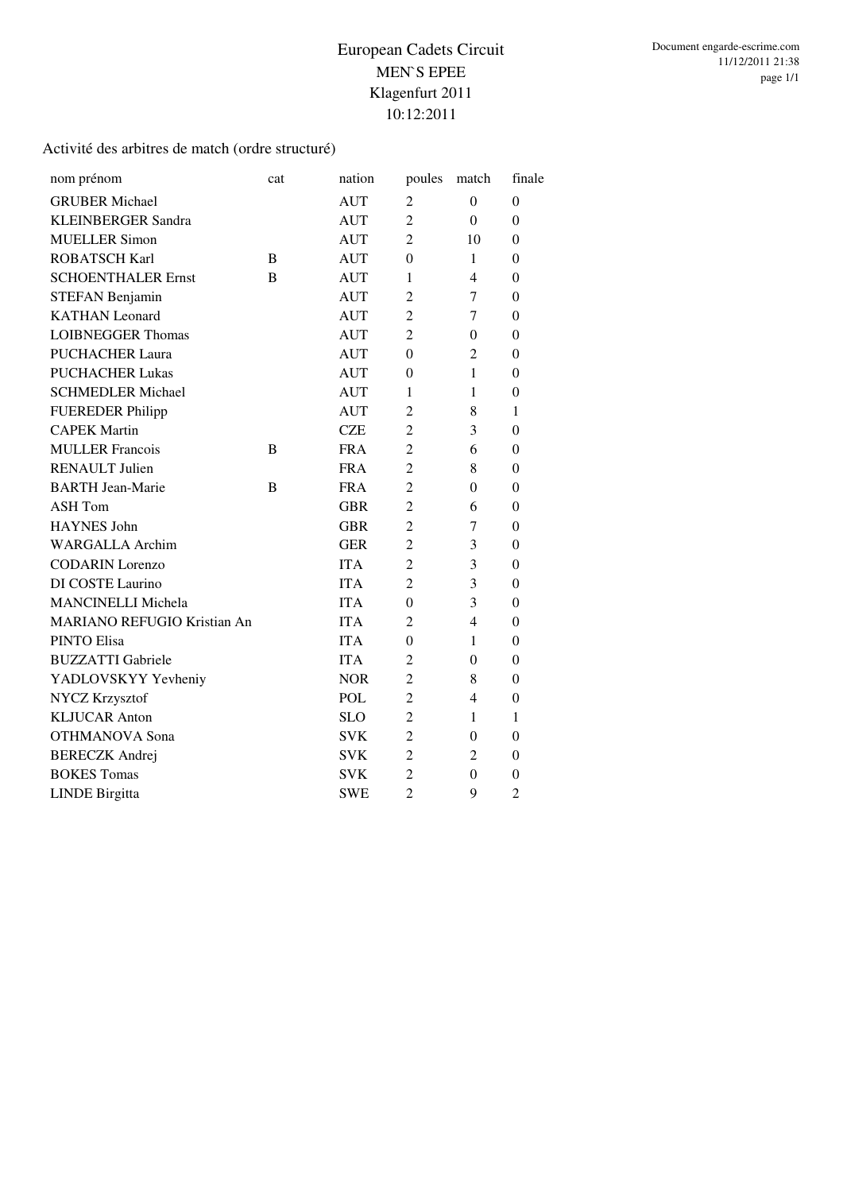# European Cadets Circuit
## MEN`S EPEE
## Klagenfurt 2011
## 10:12:2011

Activité des arbitres de match (ordre structuré)

| nom prénom | cat | nation | poules | match | finale |
|---|---|---|---|---|---|
| GRUBER Michael | | AUT | 2 | 0 | 0 |
| KLEINBERGER Sandra | | AUT | 2 | 0 | 0 |
| MUELLER Simon | | AUT | 2 | 10 | 0 |
| ROBATSCH Karl | B | AUT | 0 | 1 | 0 |
| SCHOENTHALER Ernst | B | AUT | 1 | 4 | 0 |
| STEFAN Benjamin | | AUT | 2 | 7 | 0 |
| KATHAN Leonard | | AUT | 2 | 7 | 0 |
| LOIBNEGGER Thomas | | AUT | 2 | 0 | 0 |
| PUCHACHER Laura | | AUT | 0 | 2 | 0 |
| PUCHACHER Lukas | | AUT | 0 | 1 | 0 |
| SCHMEDLER Michael | | AUT | 1 | 1 | 0 |
| FUEREDER Philipp | | AUT | 2 | 8 | 1 |
| CAPEK Martin | | CZE | 2 | 3 | 0 |
| MULLER Francois | B | FRA | 2 | 6 | 0 |
| RENAULT Julien | | FRA | 2 | 8 | 0 |
| BARTH Jean-Marie | B | FRA | 2 | 0 | 0 |
| ASH Tom | | GBR | 2 | 6 | 0 |
| HAYNES John | | GBR | 2 | 7 | 0 |
| WARGALLA Archim | | GER | 2 | 3 | 0 |
| CODARIN Lorenzo | | ITA | 2 | 3 | 0 |
| DI COSTE Laurino | | ITA | 2 | 3 | 0 |
| MANCINELLI Michela | | ITA | 0 | 3 | 0 |
| MARIANO REFUGIO Kristian An | | ITA | 2 | 4 | 0 |
| PINTO Elisa | | ITA | 0 | 1 | 0 |
| BUZZATTI Gabriele | | ITA | 2 | 0 | 0 |
| YADLOVSKYY Yevheniy | | NOR | 2 | 8 | 0 |
| NYCZ Krzysztof | | POL | 2 | 4 | 0 |
| KLJUCAR Anton | | SLO | 2 | 1 | 1 |
| OTHMANOVA Sona | | SVK | 2 | 0 | 0 |
| BERECZK Andrej | | SVK | 2 | 2 | 0 |
| BOKES Tomas | | SVK | 2 | 0 | 0 |
| LINDE Birgitta | | SWE | 2 | 9 | 2 |